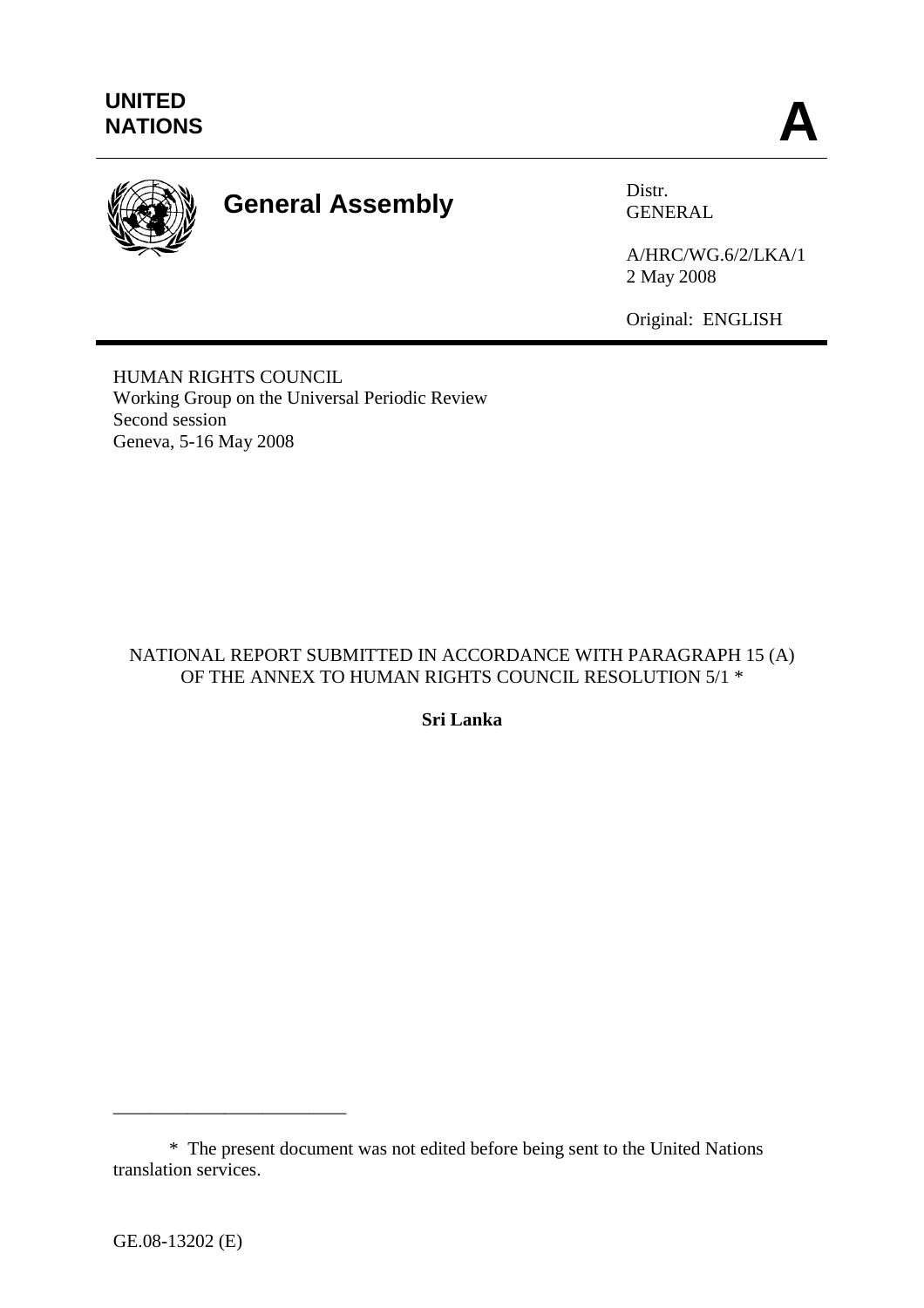UNITED
NATIONS

**A**

# General Assembly

Distr.
GENERAL

A/HRC/WG.6/2/LKA/1
2 May 2008

Original: ENGLISH

HUMAN RIGHTS COUNCIL
Working Group on the Universal Periodic Review
Second session
Geneva, 5-16 May 2008

NATIONAL REPORT SUBMITTED IN ACCORDANCE WITH PARAGRAPH 15 (A) OF THE ANNEX TO HUMAN RIGHTS COUNCIL RESOLUTION 5/1 *

**Sri Lanka**

---

\* The present document was not edited before being sent to the United Nations translation services.

GE.08-13202 (E)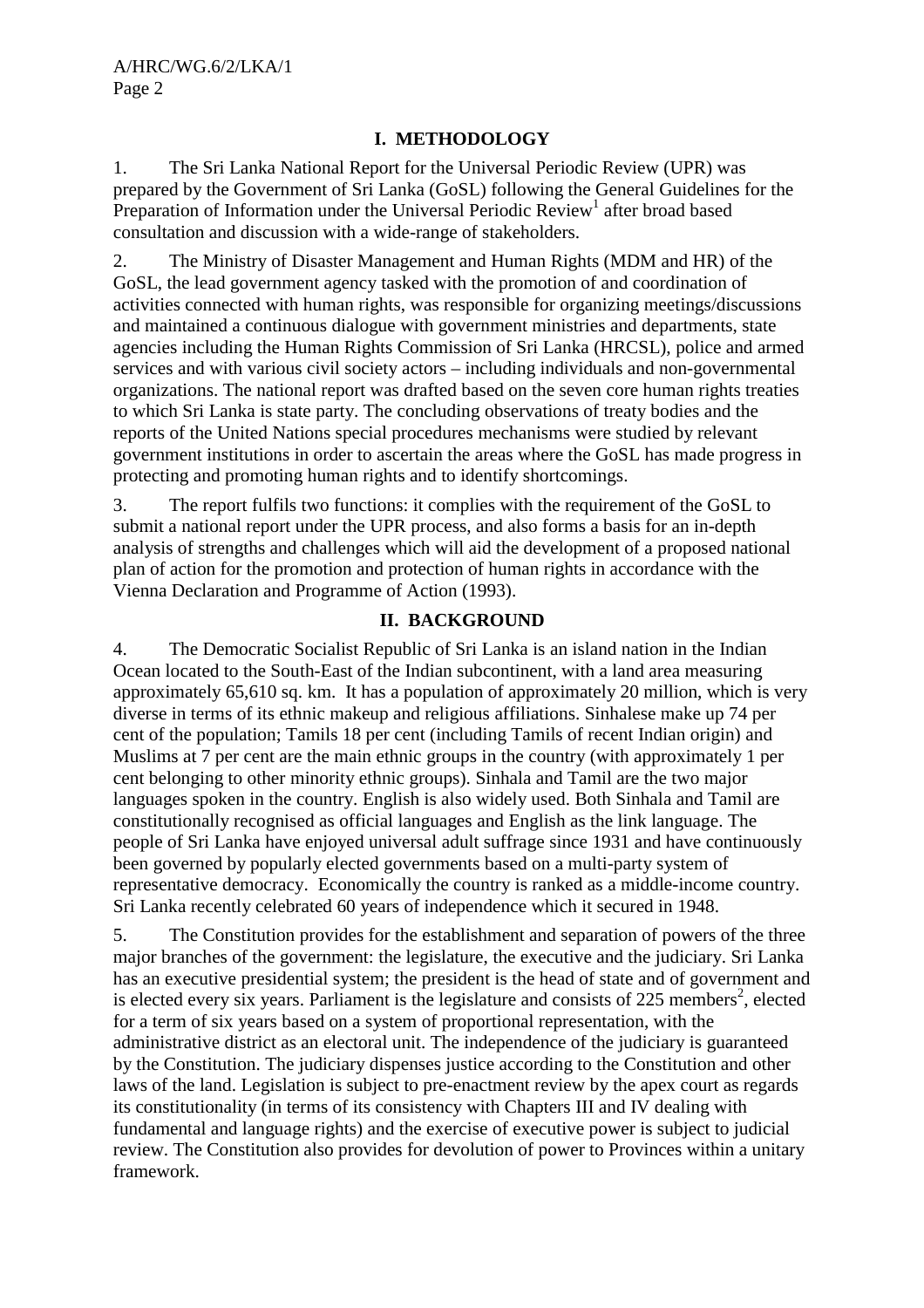## I. METHODOLOGY

1. The Sri Lanka National Report for the Universal Periodic Review (UPR) was prepared by the Government of Sri Lanka (GoSL) following the General Guidelines for the Preparation of Information under the Universal Periodic Review[1] after broad based consultation and discussion with a wide-range of stakeholders.

2. The Ministry of Disaster Management and Human Rights (MDM and HR) of the GoSL, the lead government agency tasked with the promotion of and coordination of activities connected with human rights, was responsible for organizing meetings/discussions and maintained a continuous dialogue with government ministries and departments, state agencies including the Human Rights Commission of Sri Lanka (HRCSL), police and armed services and with various civil society actors – including individuals and non-governmental organizations. The national report was drafted based on the seven core human rights treaties to which Sri Lanka is state party. The concluding observations of treaty bodies and the reports of the United Nations special procedures mechanisms were studied by relevant government institutions in order to ascertain the areas where the GoSL has made progress in protecting and promoting human rights and to identify shortcomings.

3. The report fulfils two functions: it complies with the requirement of the GoSL to submit a national report under the UPR process, and also forms a basis for an in-depth analysis of strengths and challenges which will aid the development of a proposed national plan of action for the promotion and protection of human rights in accordance with the Vienna Declaration and Programme of Action (1993).

## II. BACKGROUND

4. The Democratic Socialist Republic of Sri Lanka is an island nation in the Indian Ocean located to the South-East of the Indian subcontinent, with a land area measuring approximately 65,610 sq. km. It has a population of approximately 20 million, which is very diverse in terms of its ethnic makeup and religious affiliations. Sinhalese make up 74 per cent of the population; Tamils 18 per cent (including Tamils of recent Indian origin) and Muslims at 7 per cent are the main ethnic groups in the country (with approximately 1 per cent belonging to other minority ethnic groups). Sinhala and Tamil are the two major languages spoken in the country. English is also widely used. Both Sinhala and Tamil are constitutionally recognised as official languages and English as the link language. The people of Sri Lanka have enjoyed universal adult suffrage since 1931 and have continuously been governed by popularly elected governments based on a multi-party system of representative democracy. Economically the country is ranked as a middle-income country. Sri Lanka recently celebrated 60 years of independence which it secured in 1948.

5. The Constitution provides for the establishment and separation of powers of the three major branches of the government: the legislature, the executive and the judiciary. Sri Lanka has an executive presidential system; the president is the head of state and of government and is elected every six years. Parliament is the legislature and consists of 225 members[2], elected for a term of six years based on a system of proportional representation, with the administrative district as an electoral unit. The independence of the judiciary is guaranteed by the Constitution. The judiciary dispenses justice according to the Constitution and other laws of the land. Legislation is subject to pre-enactment review by the apex court as regards its constitutionality (in terms of its consistency with Chapters III and IV dealing with fundamental and language rights) and the exercise of executive power is subject to judicial review. The Constitution also provides for devolution of power to Provinces within a unitary framework.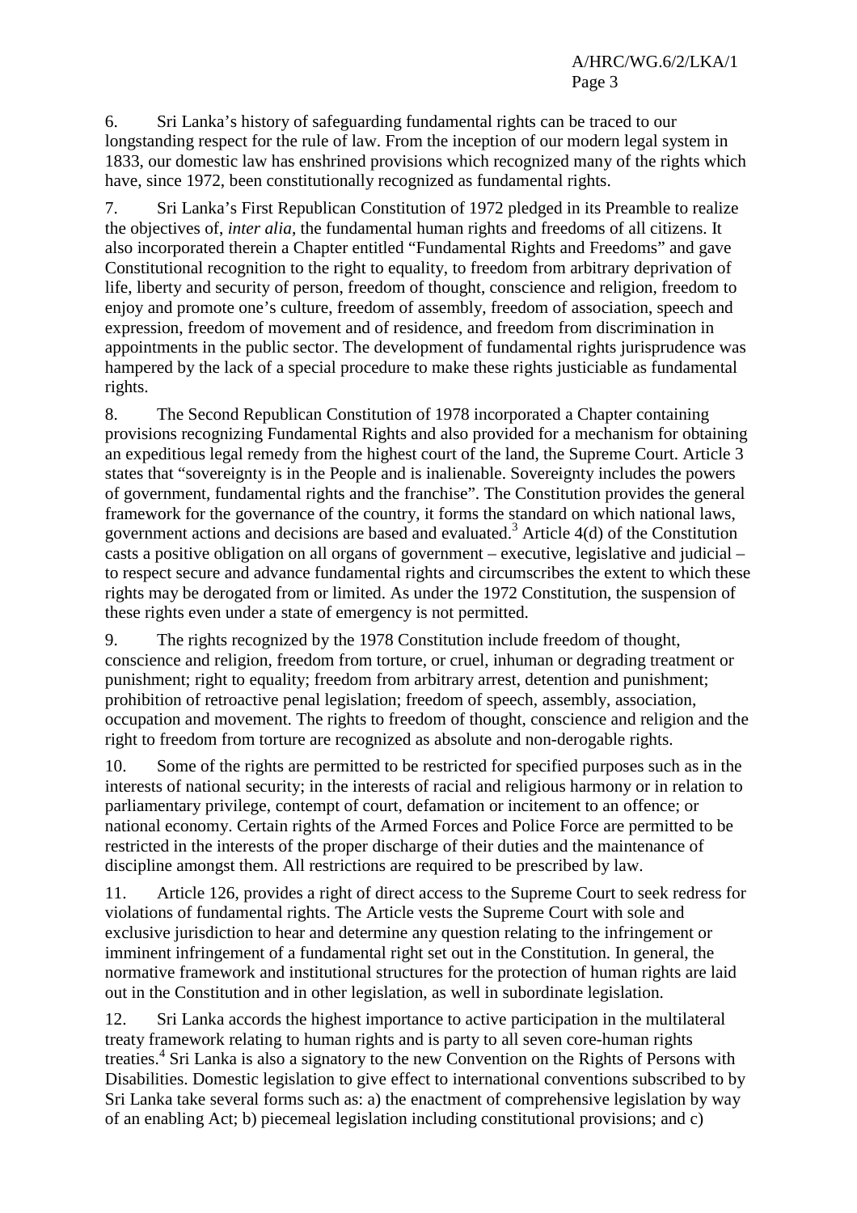6. Sri Lanka's history of safeguarding fundamental rights can be traced to our longstanding respect for the rule of law. From the inception of our modern legal system in 1833, our domestic law has enshrined provisions which recognized many of the rights which have, since 1972, been constitutionally recognized as fundamental rights.

7. Sri Lanka's First Republican Constitution of 1972 pledged in its Preamble to realize the objectives of, *inter alia*, the fundamental human rights and freedoms of all citizens. It also incorporated therein a Chapter entitled "Fundamental Rights and Freedoms" and gave Constitutional recognition to the right to equality, to freedom from arbitrary deprivation of life, liberty and security of person, freedom of thought, conscience and religion, freedom to enjoy and promote one's culture, freedom of assembly, freedom of association, speech and expression, freedom of movement and of residence, and freedom from discrimination in appointments in the public sector. The development of fundamental rights jurisprudence was hampered by the lack of a special procedure to make these rights justiciable as fundamental rights.

8. The Second Republican Constitution of 1978 incorporated a Chapter containing provisions recognizing Fundamental Rights and also provided for a mechanism for obtaining an expeditious legal remedy from the highest court of the land, the Supreme Court. Article 3 states that "sovereignty is in the People and is inalienable. Sovereignty includes the powers of government, fundamental rights and the franchise". The Constitution provides the general framework for the governance of the country, it forms the standard on which national laws, government actions and decisions are based and evaluated.[3] Article 4(d) of the Constitution casts a positive obligation on all organs of government – executive, legislative and judicial – to respect secure and advance fundamental rights and circumscribes the extent to which these rights may be derogated from or limited. As under the 1972 Constitution, the suspension of these rights even under a state of emergency is not permitted.

9. The rights recognized by the 1978 Constitution include freedom of thought, conscience and religion, freedom from torture, or cruel, inhuman or degrading treatment or punishment; right to equality; freedom from arbitrary arrest, detention and punishment; prohibition of retroactive penal legislation; freedom of speech, assembly, association, occupation and movement. The rights to freedom of thought, conscience and religion and the right to freedom from torture are recognized as absolute and non-derogable rights.

10. Some of the rights are permitted to be restricted for specified purposes such as in the interests of national security; in the interests of racial and religious harmony or in relation to parliamentary privilege, contempt of court, defamation or incitement to an offence; or national economy. Certain rights of the Armed Forces and Police Force are permitted to be restricted in the interests of the proper discharge of their duties and the maintenance of discipline amongst them. All restrictions are required to be prescribed by law.

11. Article 126, provides a right of direct access to the Supreme Court to seek redress for violations of fundamental rights. The Article vests the Supreme Court with sole and exclusive jurisdiction to hear and determine any question relating to the infringement or imminent infringement of a fundamental right set out in the Constitution. In general, the normative framework and institutional structures for the protection of human rights are laid out in the Constitution and in other legislation, as well in subordinate legislation.

12. Sri Lanka accords the highest importance to active participation in the multilateral treaty framework relating to human rights and is party to all seven core-human rights treaties.[4] Sri Lanka is also a signatory to the new Convention on the Rights of Persons with Disabilities. Domestic legislation to give effect to international conventions subscribed to by Sri Lanka take several forms such as: a) the enactment of comprehensive legislation by way of an enabling Act; b) piecemeal legislation including constitutional provisions; and c)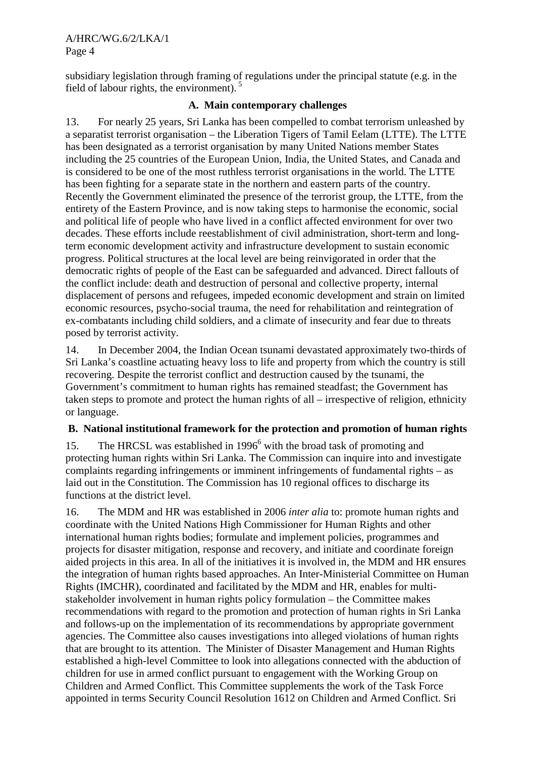subsidiary legislation through framing of regulations under the principal statute (e.g. in the field of labour rights, the environment). [5]

### A. Main contemporary challenges

13. For nearly 25 years, Sri Lanka has been compelled to combat terrorism unleashed by a separatist terrorist organisation – the Liberation Tigers of Tamil Eelam (LTTE). The LTTE has been designated as a terrorist organisation by many United Nations member States including the 25 countries of the European Union, India, the United States, and Canada and is considered to be one of the most ruthless terrorist organisations in the world. The LTTE has been fighting for a separate state in the northern and eastern parts of the country. Recently the Government eliminated the presence of the terrorist group, the LTTE, from the entirety of the Eastern Province, and is now taking steps to harmonise the economic, social and political life of people who have lived in a conflict affected environment for over two decades. These efforts include reestablishment of civil administration, short-term and long-term economic development activity and infrastructure development to sustain economic progress. Political structures at the local level are being reinvigorated in order that the democratic rights of people of the East can be safeguarded and advanced. Direct fallouts of the conflict include: death and destruction of personal and collective property, internal displacement of persons and refugees, impeded economic development and strain on limited economic resources, psycho-social trauma, the need for rehabilitation and reintegration of ex-combatants including child soldiers, and a climate of insecurity and fear due to threats posed by terrorist activity.

14. In December 2004, the Indian Ocean tsunami devastated approximately two-thirds of Sri Lanka's coastline actuating heavy loss to life and property from which the country is still recovering. Despite the terrorist conflict and destruction caused by the tsunami, the Government's commitment to human rights has remained steadfast; the Government has taken steps to promote and protect the human rights of all – irrespective of religion, ethnicity or language.

### B. National institutional framework for the protection and promotion of human rights

15. The HRCSL was established in 1996[6] with the broad task of promoting and protecting human rights within Sri Lanka. The Commission can inquire into and investigate complaints regarding infringements or imminent infringements of fundamental rights – as laid out in the Constitution. The Commission has 10 regional offices to discharge its functions at the district level.

16. The MDM and HR was established in 2006 *inter alia* to: promote human rights and coordinate with the United Nations High Commissioner for Human Rights and other international human rights bodies; formulate and implement policies, programmes and projects for disaster mitigation, response and recovery, and initiate and coordinate foreign aided projects in this area. In all of the initiatives it is involved in, the MDM and HR ensures the integration of human rights based approaches. An Inter-Ministerial Committee on Human Rights (IMCHR), coordinated and facilitated by the MDM and HR, enables for multi-stakeholder involvement in human rights policy formulation – the Committee makes recommendations with regard to the promotion and protection of human rights in Sri Lanka and follows-up on the implementation of its recommendations by appropriate government agencies. The Committee also causes investigations into alleged violations of human rights that are brought to its attention. The Minister of Disaster Management and Human Rights established a high-level Committee to look into allegations connected with the abduction of children for use in armed conflict pursuant to engagement with the Working Group on Children and Armed Conflict. This Committee supplements the work of the Task Force appointed in terms Security Council Resolution 1612 on Children and Armed Conflict. Sri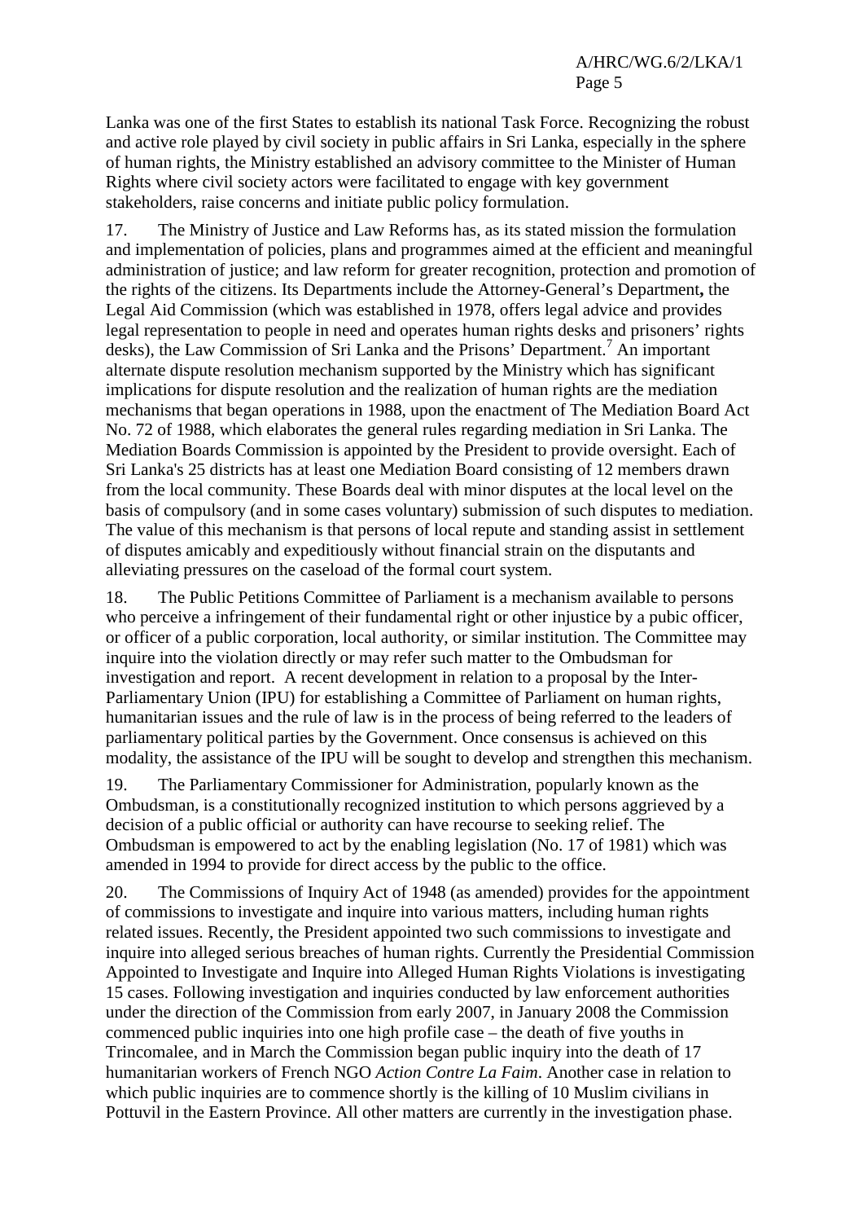Lanka was one of the first States to establish its national Task Force. Recognizing the robust and active role played by civil society in public affairs in Sri Lanka, especially in the sphere of human rights, the Ministry established an advisory committee to the Minister of Human Rights where civil society actors were facilitated to engage with key government stakeholders, raise concerns and initiate public policy formulation.

17. The Ministry of Justice and Law Reforms has, as its stated mission the formulation and implementation of policies, plans and programmes aimed at the efficient and meaningful administration of justice; and law reform for greater recognition, protection and promotion of the rights of the citizens. Its Departments include the Attorney-General's Department**,** the Legal Aid Commission (which was established in 1978, offers legal advice and provides legal representation to people in need and operates human rights desks and prisoners' rights desks), the Law Commission of Sri Lanka and the Prisons' Department.[7] An important alternate dispute resolution mechanism supported by the Ministry which has significant implications for dispute resolution and the realization of human rights are the mediation mechanisms that began operations in 1988, upon the enactment of The Mediation Board Act No. 72 of 1988, which elaborates the general rules regarding mediation in Sri Lanka. The Mediation Boards Commission is appointed by the President to provide oversight. Each of Sri Lanka's 25 districts has at least one Mediation Board consisting of 12 members drawn from the local community. These Boards deal with minor disputes at the local level on the basis of compulsory (and in some cases voluntary) submission of such disputes to mediation. The value of this mechanism is that persons of local repute and standing assist in settlement of disputes amicably and expeditiously without financial strain on the disputants and alleviating pressures on the caseload of the formal court system.

18. The Public Petitions Committee of Parliament is a mechanism available to persons who perceive a infringement of their fundamental right or other injustice by a pubic officer, or officer of a public corporation, local authority, or similar institution. The Committee may inquire into the violation directly or may refer such matter to the Ombudsman for investigation and report. A recent development in relation to a proposal by the Inter-Parliamentary Union (IPU) for establishing a Committee of Parliament on human rights, humanitarian issues and the rule of law is in the process of being referred to the leaders of parliamentary political parties by the Government. Once consensus is achieved on this modality, the assistance of the IPU will be sought to develop and strengthen this mechanism.

19. The Parliamentary Commissioner for Administration, popularly known as the Ombudsman, is a constitutionally recognized institution to which persons aggrieved by a decision of a public official or authority can have recourse to seeking relief. The Ombudsman is empowered to act by the enabling legislation (No. 17 of 1981) which was amended in 1994 to provide for direct access by the public to the office.

20. The Commissions of Inquiry Act of 1948 (as amended) provides for the appointment of commissions to investigate and inquire into various matters, including human rights related issues. Recently, the President appointed two such commissions to investigate and inquire into alleged serious breaches of human rights. Currently the Presidential Commission Appointed to Investigate and Inquire into Alleged Human Rights Violations is investigating 15 cases. Following investigation and inquiries conducted by law enforcement authorities under the direction of the Commission from early 2007, in January 2008 the Commission commenced public inquiries into one high profile case – the death of five youths in Trincomalee, and in March the Commission began public inquiry into the death of 17 humanitarian workers of French NGO *Action Contre La Faim*. Another case in relation to which public inquiries are to commence shortly is the killing of 10 Muslim civilians in Pottuvil in the Eastern Province. All other matters are currently in the investigation phase.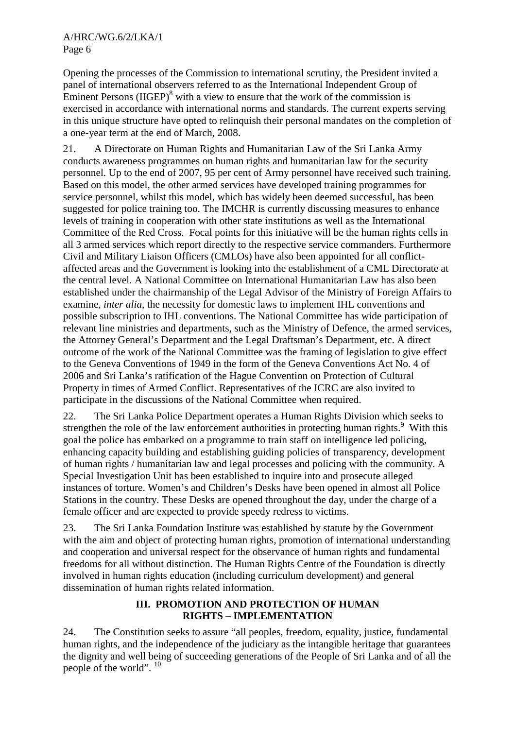Opening the processes of the Commission to international scrutiny, the President invited a panel of international observers referred to as the International Independent Group of Eminent Persons (IIGEP)[8] with a view to ensure that the work of the commission is exercised in accordance with international norms and standards. The current experts serving in this unique structure have opted to relinquish their personal mandates on the completion of a one-year term at the end of March, 2008.

21. A Directorate on Human Rights and Humanitarian Law of the Sri Lanka Army conducts awareness programmes on human rights and humanitarian law for the security personnel. Up to the end of 2007, 95 per cent of Army personnel have received such training. Based on this model, the other armed services have developed training programmes for service personnel, whilst this model, which has widely been deemed successful, has been suggested for police training too. The IMCHR is currently discussing measures to enhance levels of training in cooperation with other state institutions as well as the International Committee of the Red Cross. Focal points for this initiative will be the human rights cells in all 3 armed services which report directly to the respective service commanders. Furthermore Civil and Military Liaison Officers (CMLOs) have also been appointed for all conflict-affected areas and the Government is looking into the establishment of a CML Directorate at the central level. A National Committee on International Humanitarian Law has also been established under the chairmanship of the Legal Advisor of the Ministry of Foreign Affairs to examine, *inter alia*, the necessity for domestic laws to implement IHL conventions and possible subscription to IHL conventions. The National Committee has wide participation of relevant line ministries and departments, such as the Ministry of Defence, the armed services, the Attorney General's Department and the Legal Draftsman's Department, etc. A direct outcome of the work of the National Committee was the framing of legislation to give effect to the Geneva Conventions of 1949 in the form of the Geneva Conventions Act No. 4 of 2006 and Sri Lanka's ratification of the Hague Convention on Protection of Cultural Property in times of Armed Conflict. Representatives of the ICRC are also invited to participate in the discussions of the National Committee when required.

22. The Sri Lanka Police Department operates a Human Rights Division which seeks to strengthen the role of the law enforcement authorities in protecting human rights.[9] With this goal the police has embarked on a programme to train staff on intelligence led policing, enhancing capacity building and establishing guiding policies of transparency, development of human rights / humanitarian law and legal processes and policing with the community. A Special Investigation Unit has been established to inquire into and prosecute alleged instances of torture. Women's and Children's Desks have been opened in almost all Police Stations in the country. These Desks are opened throughout the day, under the charge of a female officer and are expected to provide speedy redress to victims.

23. The Sri Lanka Foundation Institute was established by statute by the Government with the aim and object of protecting human rights, promotion of international understanding and cooperation and universal respect for the observance of human rights and fundamental freedoms for all without distinction. The Human Rights Centre of the Foundation is directly involved in human rights education (including curriculum development) and general dissemination of human rights related information.

## III. PROMOTION AND PROTECTION OF HUMAN RIGHTS – IMPLEMENTATION

24. The Constitution seeks to assure "all peoples, freedom, equality, justice, fundamental human rights, and the independence of the judiciary as the intangible heritage that guarantees the dignity and well being of succeeding generations of the People of Sri Lanka and of all the people of the world". [10]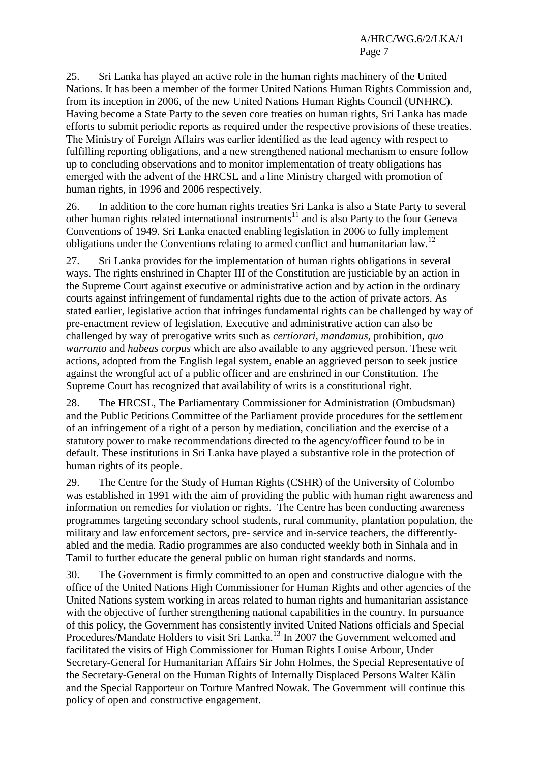25. Sri Lanka has played an active role in the human rights machinery of the United Nations. It has been a member of the former United Nations Human Rights Commission and, from its inception in 2006, of the new United Nations Human Rights Council (UNHRC). Having become a State Party to the seven core treaties on human rights, Sri Lanka has made efforts to submit periodic reports as required under the respective provisions of these treaties. The Ministry of Foreign Affairs was earlier identified as the lead agency with respect to fulfilling reporting obligations, and a new strengthened national mechanism to ensure follow up to concluding observations and to monitor implementation of treaty obligations has emerged with the advent of the HRCSL and a line Ministry charged with promotion of human rights, in 1996 and 2006 respectively.

26. In addition to the core human rights treaties Sri Lanka is also a State Party to several other human rights related international instruments[11] and is also Party to the four Geneva Conventions of 1949. Sri Lanka enacted enabling legislation in 2006 to fully implement obligations under the Conventions relating to armed conflict and humanitarian law.[12]

27. Sri Lanka provides for the implementation of human rights obligations in several ways. The rights enshrined in Chapter III of the Constitution are justiciable by an action in the Supreme Court against executive or administrative action and by action in the ordinary courts against infringement of fundamental rights due to the action of private actors. As stated earlier, legislative action that infringes fundamental rights can be challenged by way of pre-enactment review of legislation. Executive and administrative action can also be challenged by way of prerogative writs such as *certiorari*, *mandamus*, prohibition, *quo warranto* and *habeas corpus* which are also available to any aggrieved person. These writ actions, adopted from the English legal system, enable an aggrieved person to seek justice against the wrongful act of a public officer and are enshrined in our Constitution. The Supreme Court has recognized that availability of writs is a constitutional right.

28. The HRCSL, The Parliamentary Commissioner for Administration (Ombudsman) and the Public Petitions Committee of the Parliament provide procedures for the settlement of an infringement of a right of a person by mediation, conciliation and the exercise of a statutory power to make recommendations directed to the agency/officer found to be in default. These institutions in Sri Lanka have played a substantive role in the protection of human rights of its people.

29. The Centre for the Study of Human Rights (CSHR) of the University of Colombo was established in 1991 with the aim of providing the public with human right awareness and information on remedies for violation or rights. The Centre has been conducting awareness programmes targeting secondary school students, rural community, plantation population, the military and law enforcement sectors, pre- service and in-service teachers, the differently-abled and the media. Radio programmes are also conducted weekly both in Sinhala and in Tamil to further educate the general public on human right standards and norms.

30. The Government is firmly committed to an open and constructive dialogue with the office of the United Nations High Commissioner for Human Rights and other agencies of the United Nations system working in areas related to human rights and humanitarian assistance with the objective of further strengthening national capabilities in the country. In pursuance of this policy, the Government has consistently invited United Nations officials and Special Procedures/Mandate Holders to visit Sri Lanka.[13] In 2007 the Government welcomed and facilitated the visits of High Commissioner for Human Rights Louise Arbour, Under Secretary-General for Humanitarian Affairs Sir John Holmes, the Special Representative of the Secretary-General on the Human Rights of Internally Displaced Persons Walter Kälin and the Special Rapporteur on Torture Manfred Nowak. The Government will continue this policy of open and constructive engagement.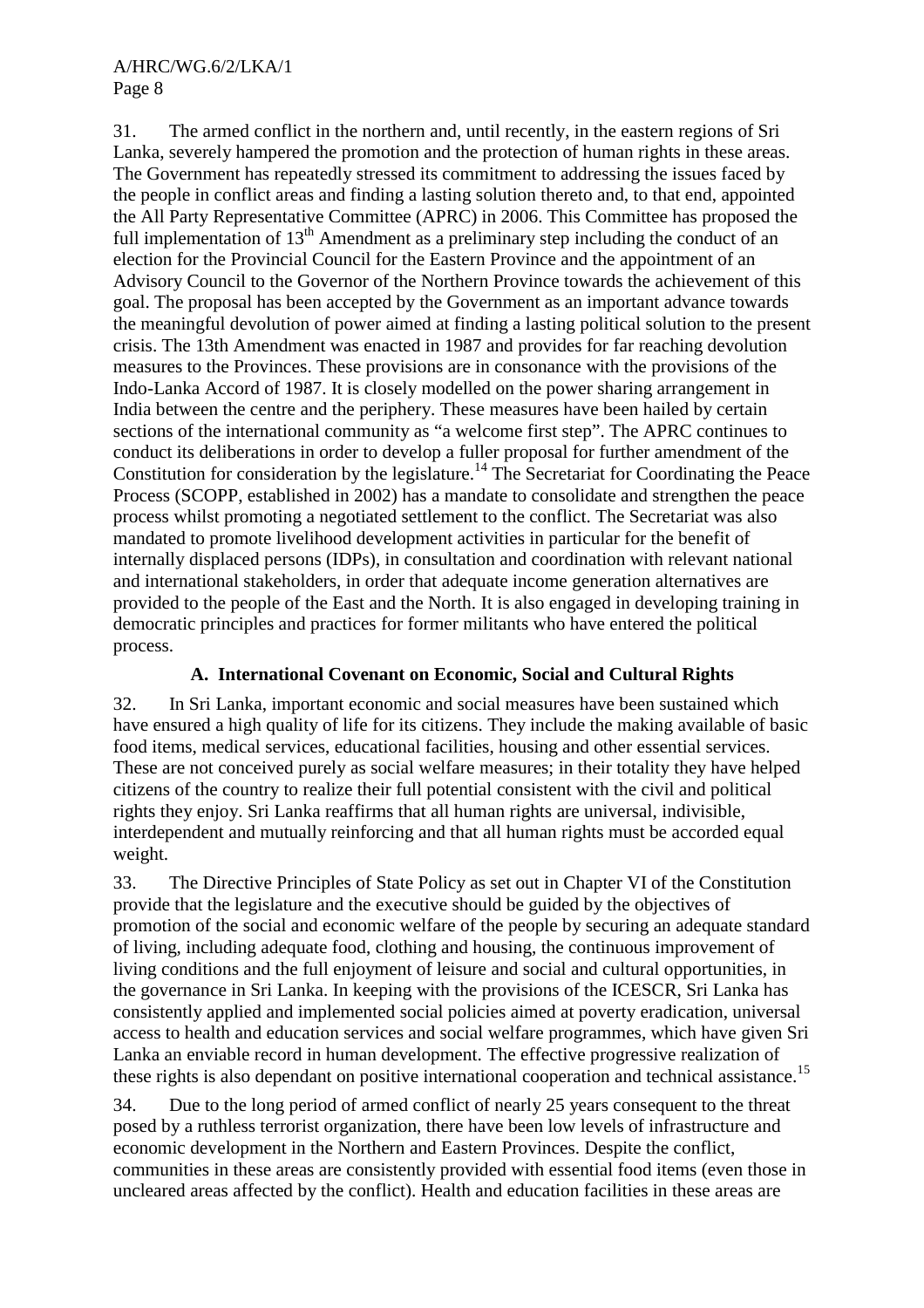31. The armed conflict in the northern and, until recently, in the eastern regions of Sri Lanka, severely hampered the promotion and the protection of human rights in these areas. The Government has repeatedly stressed its commitment to addressing the issues faced by the people in conflict areas and finding a lasting solution thereto and, to that end, appointed the All Party Representative Committee (APRC) in 2006. This Committee has proposed the full implementation of 13th Amendment as a preliminary step including the conduct of an election for the Provincial Council for the Eastern Province and the appointment of an Advisory Council to the Governor of the Northern Province towards the achievement of this goal. The proposal has been accepted by the Government as an important advance towards the meaningful devolution of power aimed at finding a lasting political solution to the present crisis. The 13th Amendment was enacted in 1987 and provides for far reaching devolution measures to the Provinces. These provisions are in consonance with the provisions of the Indo-Lanka Accord of 1987. It is closely modelled on the power sharing arrangement in India between the centre and the periphery. These measures have been hailed by certain sections of the international community as "a welcome first step". The APRC continues to conduct its deliberations in order to develop a fuller proposal for further amendment of the Constitution for consideration by the legislature.[14] The Secretariat for Coordinating the Peace Process (SCOPP, established in 2002) has a mandate to consolidate and strengthen the peace process whilst promoting a negotiated settlement to the conflict. The Secretariat was also mandated to promote livelihood development activities in particular for the benefit of internally displaced persons (IDPs), in consultation and coordination with relevant national and international stakeholders, in order that adequate income generation alternatives are provided to the people of the East and the North. It is also engaged in developing training in democratic principles and practices for former militants who have entered the political process.

### A. International Covenant on Economic, Social and Cultural Rights

32. In Sri Lanka, important economic and social measures have been sustained which have ensured a high quality of life for its citizens. They include the making available of basic food items, medical services, educational facilities, housing and other essential services. These are not conceived purely as social welfare measures; in their totality they have helped citizens of the country to realize their full potential consistent with the civil and political rights they enjoy. Sri Lanka reaffirms that all human rights are universal, indivisible, interdependent and mutually reinforcing and that all human rights must be accorded equal weight.

33. The Directive Principles of State Policy as set out in Chapter VI of the Constitution provide that the legislature and the executive should be guided by the objectives of promotion of the social and economic welfare of the people by securing an adequate standard of living, including adequate food, clothing and housing, the continuous improvement of living conditions and the full enjoyment of leisure and social and cultural opportunities, in the governance in Sri Lanka. In keeping with the provisions of the ICESCR, Sri Lanka has consistently applied and implemented social policies aimed at poverty eradication, universal access to health and education services and social welfare programmes, which have given Sri Lanka an enviable record in human development. The effective progressive realization of these rights is also dependant on positive international cooperation and technical assistance.[15]

34. Due to the long period of armed conflict of nearly 25 years consequent to the threat posed by a ruthless terrorist organization, there have been low levels of infrastructure and economic development in the Northern and Eastern Provinces. Despite the conflict, communities in these areas are consistently provided with essential food items (even those in uncleared areas affected by the conflict). Health and education facilities in these areas are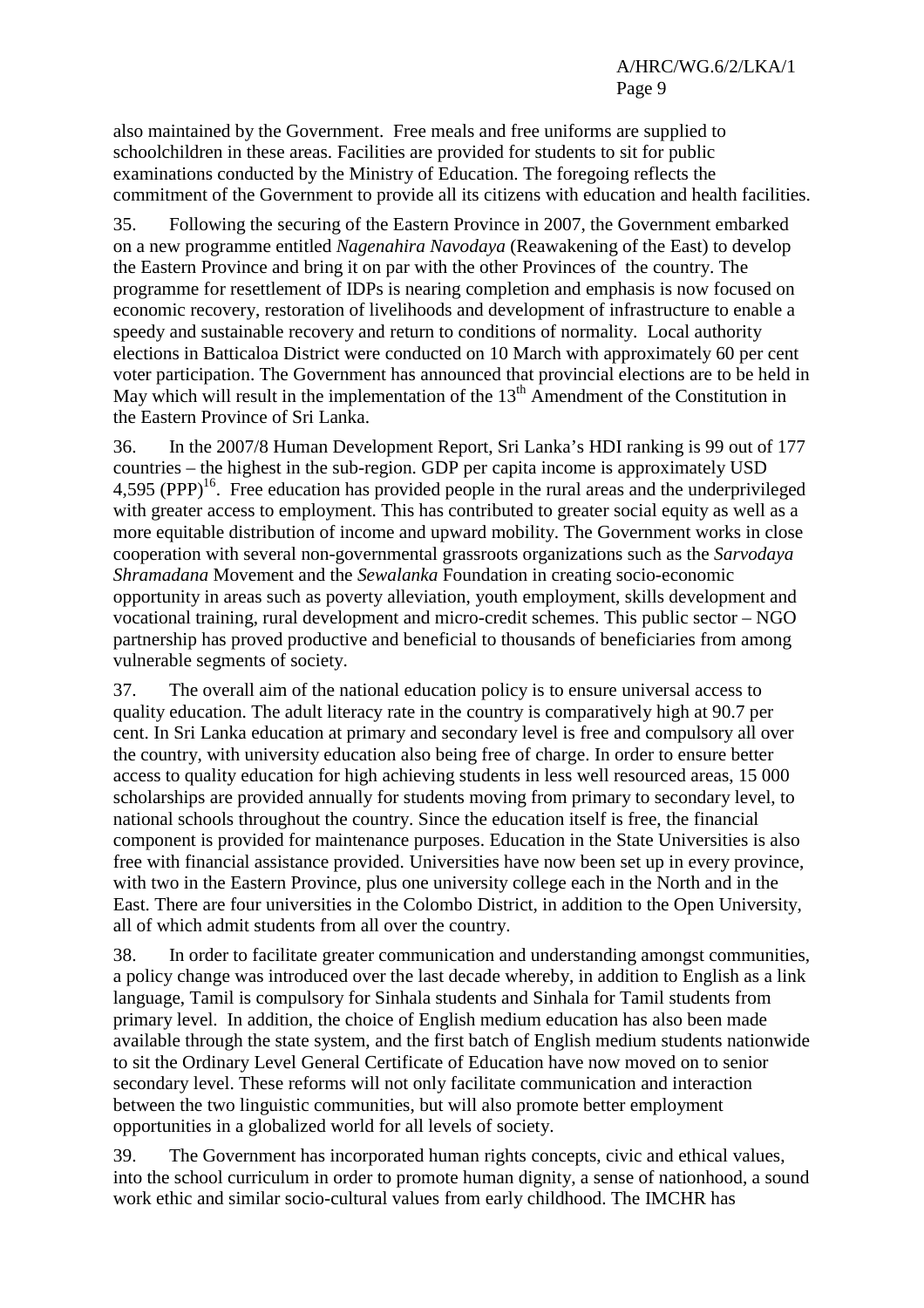also maintained by the Government. Free meals and free uniforms are supplied to schoolchildren in these areas. Facilities are provided for students to sit for public examinations conducted by the Ministry of Education. The foregoing reflects the commitment of the Government to provide all its citizens with education and health facilities.

35. Following the securing of the Eastern Province in 2007, the Government embarked on a new programme entitled *Nagenahira Navodaya* (Reawakening of the East) to develop the Eastern Province and bring it on par with the other Provinces of the country. The programme for resettlement of IDPs is nearing completion and emphasis is now focused on economic recovery, restoration of livelihoods and development of infrastructure to enable a speedy and sustainable recovery and return to conditions of normality. Local authority elections in Batticaloa District were conducted on 10 March with approximately 60 per cent voter participation. The Government has announced that provincial elections are to be held in May which will result in the implementation of the 13th Amendment of the Constitution in the Eastern Province of Sri Lanka.

36. In the 2007/8 Human Development Report, Sri Lanka's HDI ranking is 99 out of 177 countries – the highest in the sub-region. GDP per capita income is approximately USD 4,595 (PPP)[16]. Free education has provided people in the rural areas and the underprivileged with greater access to employment. This has contributed to greater social equity as well as a more equitable distribution of income and upward mobility. The Government works in close cooperation with several non-governmental grassroots organizations such as the *Sarvodaya Shramadana* Movement and the *Sewalanka* Foundation in creating socio-economic opportunity in areas such as poverty alleviation, youth employment, skills development and vocational training, rural development and micro-credit schemes. This public sector – NGO partnership has proved productive and beneficial to thousands of beneficiaries from among vulnerable segments of society.

37. The overall aim of the national education policy is to ensure universal access to quality education. The adult literacy rate in the country is comparatively high at 90.7 per cent. In Sri Lanka education at primary and secondary level is free and compulsory all over the country, with university education also being free of charge. In order to ensure better access to quality education for high achieving students in less well resourced areas, 15 000 scholarships are provided annually for students moving from primary to secondary level, to national schools throughout the country. Since the education itself is free, the financial component is provided for maintenance purposes. Education in the State Universities is also free with financial assistance provided. Universities have now been set up in every province, with two in the Eastern Province, plus one university college each in the North and in the East. There are four universities in the Colombo District, in addition to the Open University, all of which admit students from all over the country.

38. In order to facilitate greater communication and understanding amongst communities, a policy change was introduced over the last decade whereby, in addition to English as a link language, Tamil is compulsory for Sinhala students and Sinhala for Tamil students from primary level. In addition, the choice of English medium education has also been made available through the state system, and the first batch of English medium students nationwide to sit the Ordinary Level General Certificate of Education have now moved on to senior secondary level. These reforms will not only facilitate communication and interaction between the two linguistic communities, but will also promote better employment opportunities in a globalized world for all levels of society.

39. The Government has incorporated human rights concepts, civic and ethical values, into the school curriculum in order to promote human dignity, a sense of nationhood, a sound work ethic and similar socio-cultural values from early childhood. The IMCHR has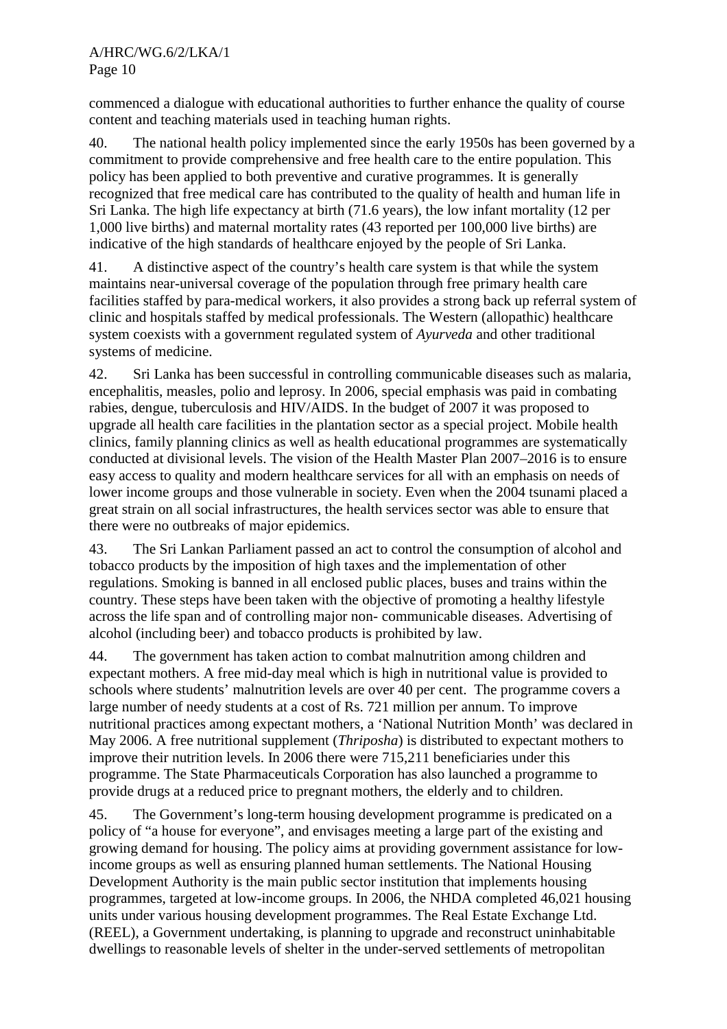commenced a dialogue with educational authorities to further enhance the quality of course content and teaching materials used in teaching human rights.

40. The national health policy implemented since the early 1950s has been governed by a commitment to provide comprehensive and free health care to the entire population. This policy has been applied to both preventive and curative programmes. It is generally recognized that free medical care has contributed to the quality of health and human life in Sri Lanka. The high life expectancy at birth (71.6 years), the low infant mortality (12 per 1,000 live births) and maternal mortality rates (43 reported per 100,000 live births) are indicative of the high standards of healthcare enjoyed by the people of Sri Lanka.

41. A distinctive aspect of the country's health care system is that while the system maintains near-universal coverage of the population through free primary health care facilities staffed by para-medical workers, it also provides a strong back up referral system of clinic and hospitals staffed by medical professionals. The Western (allopathic) healthcare system coexists with a government regulated system of *Ayurveda* and other traditional systems of medicine.

42. Sri Lanka has been successful in controlling communicable diseases such as malaria, encephalitis, measles, polio and leprosy. In 2006, special emphasis was paid in combating rabies, dengue, tuberculosis and HIV/AIDS. In the budget of 2007 it was proposed to upgrade all health care facilities in the plantation sector as a special project. Mobile health clinics, family planning clinics as well as health educational programmes are systematically conducted at divisional levels. The vision of the Health Master Plan 2007–2016 is to ensure easy access to quality and modern healthcare services for all with an emphasis on needs of lower income groups and those vulnerable in society. Even when the 2004 tsunami placed a great strain on all social infrastructures, the health services sector was able to ensure that there were no outbreaks of major epidemics.

43. The Sri Lankan Parliament passed an act to control the consumption of alcohol and tobacco products by the imposition of high taxes and the implementation of other regulations. Smoking is banned in all enclosed public places, buses and trains within the country. These steps have been taken with the objective of promoting a healthy lifestyle across the life span and of controlling major non- communicable diseases. Advertising of alcohol (including beer) and tobacco products is prohibited by law.

44. The government has taken action to combat malnutrition among children and expectant mothers. A free mid-day meal which is high in nutritional value is provided to schools where students' malnutrition levels are over 40 per cent. The programme covers a large number of needy students at a cost of Rs. 721 million per annum. To improve nutritional practices among expectant mothers, a 'National Nutrition Month' was declared in May 2006. A free nutritional supplement (*Thriposha*) is distributed to expectant mothers to improve their nutrition levels. In 2006 there were 715,211 beneficiaries under this programme. The State Pharmaceuticals Corporation has also launched a programme to provide drugs at a reduced price to pregnant mothers, the elderly and to children.

45. The Government's long-term housing development programme is predicated on a policy of "a house for everyone", and envisages meeting a large part of the existing and growing demand for housing. The policy aims at providing government assistance for low-income groups as well as ensuring planned human settlements. The National Housing Development Authority is the main public sector institution that implements housing programmes, targeted at low-income groups. In 2006, the NHDA completed 46,021 housing units under various housing development programmes. The Real Estate Exchange Ltd. (REEL), a Government undertaking, is planning to upgrade and reconstruct uninhabitable dwellings to reasonable levels of shelter in the under-served settlements of metropolitan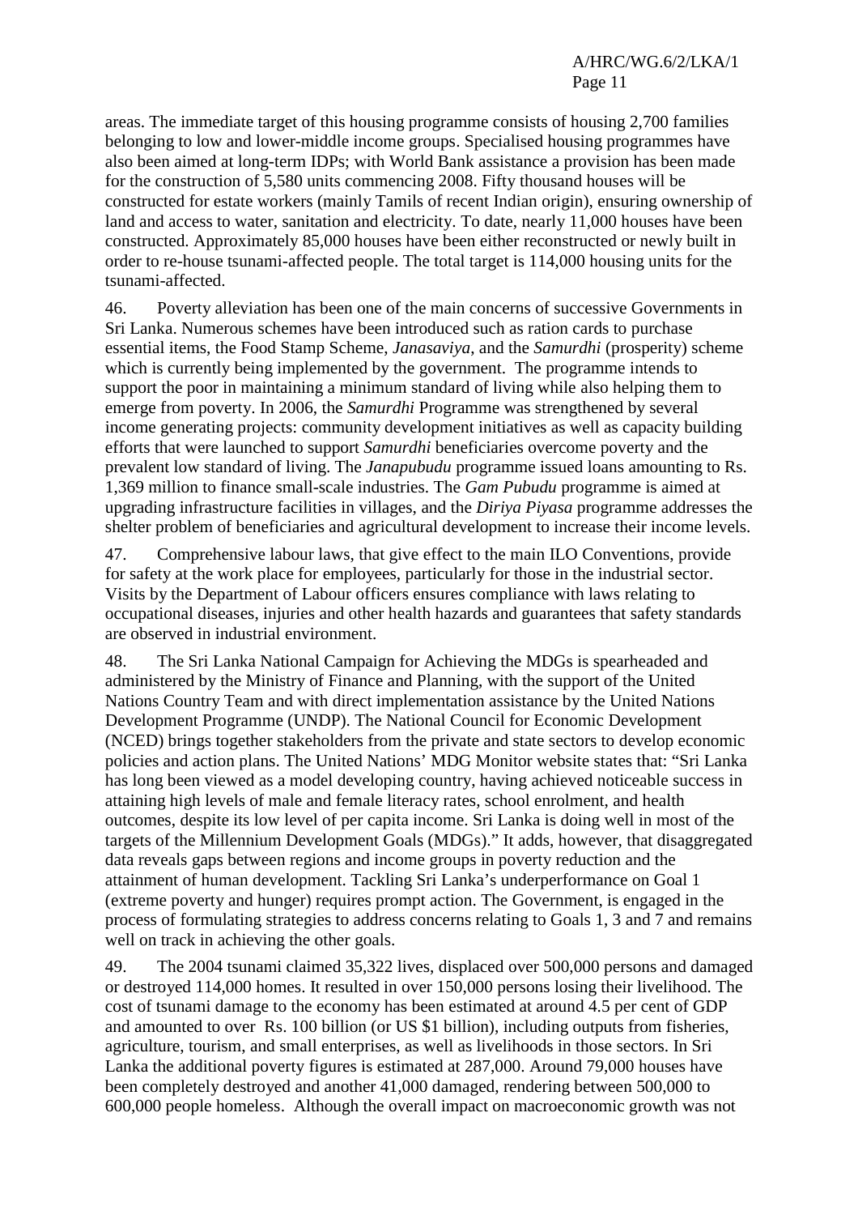areas. The immediate target of this housing programme consists of housing 2,700 families belonging to low and lower-middle income groups. Specialised housing programmes have also been aimed at long-term IDPs; with World Bank assistance a provision has been made for the construction of 5,580 units commencing 2008. Fifty thousand houses will be constructed for estate workers (mainly Tamils of recent Indian origin), ensuring ownership of land and access to water, sanitation and electricity. To date, nearly 11,000 houses have been constructed. Approximately 85,000 houses have been either reconstructed or newly built in order to re-house tsunami-affected people. The total target is 114,000 housing units for the tsunami-affected.

46. Poverty alleviation has been one of the main concerns of successive Governments in Sri Lanka. Numerous schemes have been introduced such as ration cards to purchase essential items, the Food Stamp Scheme, *Janasaviya*, and the *Samurdhi* (prosperity) scheme which is currently being implemented by the government. The programme intends to support the poor in maintaining a minimum standard of living while also helping them to emerge from poverty. In 2006, the *Samurdhi* Programme was strengthened by several income generating projects: community development initiatives as well as capacity building efforts that were launched to support *Samurdhi* beneficiaries overcome poverty and the prevalent low standard of living. The *Janapubudu* programme issued loans amounting to Rs. 1,369 million to finance small-scale industries. The *Gam Pubudu* programme is aimed at upgrading infrastructure facilities in villages, and the *Diriya Piyasa* programme addresses the shelter problem of beneficiaries and agricultural development to increase their income levels.

47. Comprehensive labour laws, that give effect to the main ILO Conventions, provide for safety at the work place for employees, particularly for those in the industrial sector. Visits by the Department of Labour officers ensures compliance with laws relating to occupational diseases, injuries and other health hazards and guarantees that safety standards are observed in industrial environment.

48. The Sri Lanka National Campaign for Achieving the MDGs is spearheaded and administered by the Ministry of Finance and Planning, with the support of the United Nations Country Team and with direct implementation assistance by the United Nations Development Programme (UNDP). The National Council for Economic Development (NCED) brings together stakeholders from the private and state sectors to develop economic policies and action plans. The United Nations' MDG Monitor website states that: "Sri Lanka has long been viewed as a model developing country, having achieved noticeable success in attaining high levels of male and female literacy rates, school enrolment, and health outcomes, despite its low level of per capita income. Sri Lanka is doing well in most of the targets of the Millennium Development Goals (MDGs)." It adds, however, that disaggregated data reveals gaps between regions and income groups in poverty reduction and the attainment of human development. Tackling Sri Lanka's underperformance on Goal 1 (extreme poverty and hunger) requires prompt action. The Government, is engaged in the process of formulating strategies to address concerns relating to Goals 1, 3 and 7 and remains well on track in achieving the other goals.

49. The 2004 tsunami claimed 35,322 lives, displaced over 500,000 persons and damaged or destroyed 114,000 homes. It resulted in over 150,000 persons losing their livelihood. The cost of tsunami damage to the economy has been estimated at around 4.5 per cent of GDP and amounted to over Rs. 100 billion (or US $1 billion), including outputs from fisheries, agriculture, tourism, and small enterprises, as well as livelihoods in those sectors. In Sri Lanka the additional poverty figures is estimated at 287,000. Around 79,000 houses have been completely destroyed and another 41,000 damaged, rendering between 500,000 to 600,000 people homeless. Although the overall impact on macroeconomic growth was not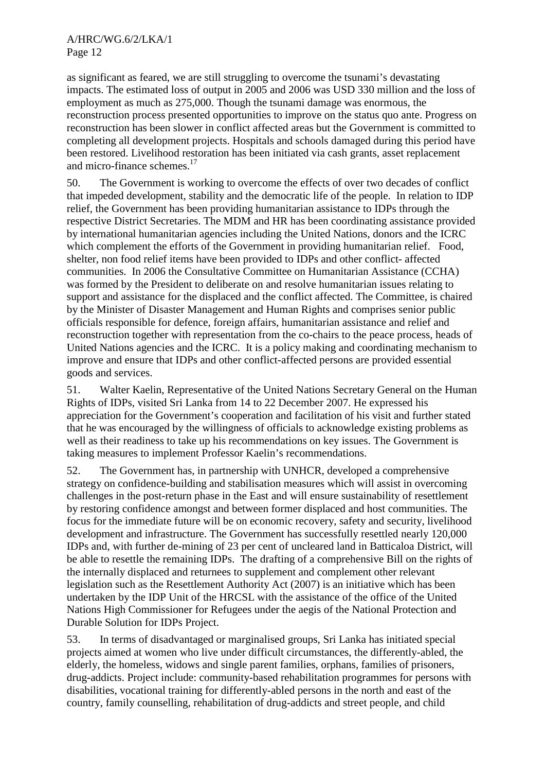as significant as feared, we are still struggling to overcome the tsunami's devastating impacts. The estimated loss of output in 2005 and 2006 was USD 330 million and the loss of employment as much as 275,000. Though the tsunami damage was enormous, the reconstruction process presented opportunities to improve on the status quo ante. Progress on reconstruction has been slower in conflict affected areas but the Government is committed to completing all development projects. Hospitals and schools damaged during this period have been restored. Livelihood restoration has been initiated via cash grants, asset replacement and micro-finance schemes.[17]

50. The Government is working to overcome the effects of over two decades of conflict that impeded development, stability and the democratic life of the people. In relation to IDP relief, the Government has been providing humanitarian assistance to IDPs through the respective District Secretaries. The MDM and HR has been coordinating assistance provided by international humanitarian agencies including the United Nations, donors and the ICRC which complement the efforts of the Government in providing humanitarian relief. Food, shelter, non food relief items have been provided to IDPs and other conflict- affected communities. In 2006 the Consultative Committee on Humanitarian Assistance (CCHA) was formed by the President to deliberate on and resolve humanitarian issues relating to support and assistance for the displaced and the conflict affected. The Committee, is chaired by the Minister of Disaster Management and Human Rights and comprises senior public officials responsible for defence, foreign affairs, humanitarian assistance and relief and reconstruction together with representation from the co-chairs to the peace process, heads of United Nations agencies and the ICRC. It is a policy making and coordinating mechanism to improve and ensure that IDPs and other conflict-affected persons are provided essential goods and services.

51. Walter Kaelin, Representative of the United Nations Secretary General on the Human Rights of IDPs, visited Sri Lanka from 14 to 22 December 2007. He expressed his appreciation for the Government's cooperation and facilitation of his visit and further stated that he was encouraged by the willingness of officials to acknowledge existing problems as well as their readiness to take up his recommendations on key issues. The Government is taking measures to implement Professor Kaelin's recommendations.

52. The Government has, in partnership with UNHCR, developed a comprehensive strategy on confidence-building and stabilisation measures which will assist in overcoming challenges in the post-return phase in the East and will ensure sustainability of resettlement by restoring confidence amongst and between former displaced and host communities. The focus for the immediate future will be on economic recovery, safety and security, livelihood development and infrastructure. The Government has successfully resettled nearly 120,000 IDPs and, with further de-mining of 23 per cent of uncleared land in Batticaloa District, will be able to resettle the remaining IDPs. The drafting of a comprehensive Bill on the rights of the internally displaced and returnees to supplement and complement other relevant legislation such as the Resettlement Authority Act (2007) is an initiative which has been undertaken by the IDP Unit of the HRCSL with the assistance of the office of the United Nations High Commissioner for Refugees under the aegis of the National Protection and Durable Solution for IDPs Project.

53. In terms of disadvantaged or marginalised groups, Sri Lanka has initiated special projects aimed at women who live under difficult circumstances, the differently-abled, the elderly, the homeless, widows and single parent families, orphans, families of prisoners, drug-addicts. Project include: community-based rehabilitation programmes for persons with disabilities, vocational training for differently-abled persons in the north and east of the country, family counselling, rehabilitation of drug-addicts and street people, and child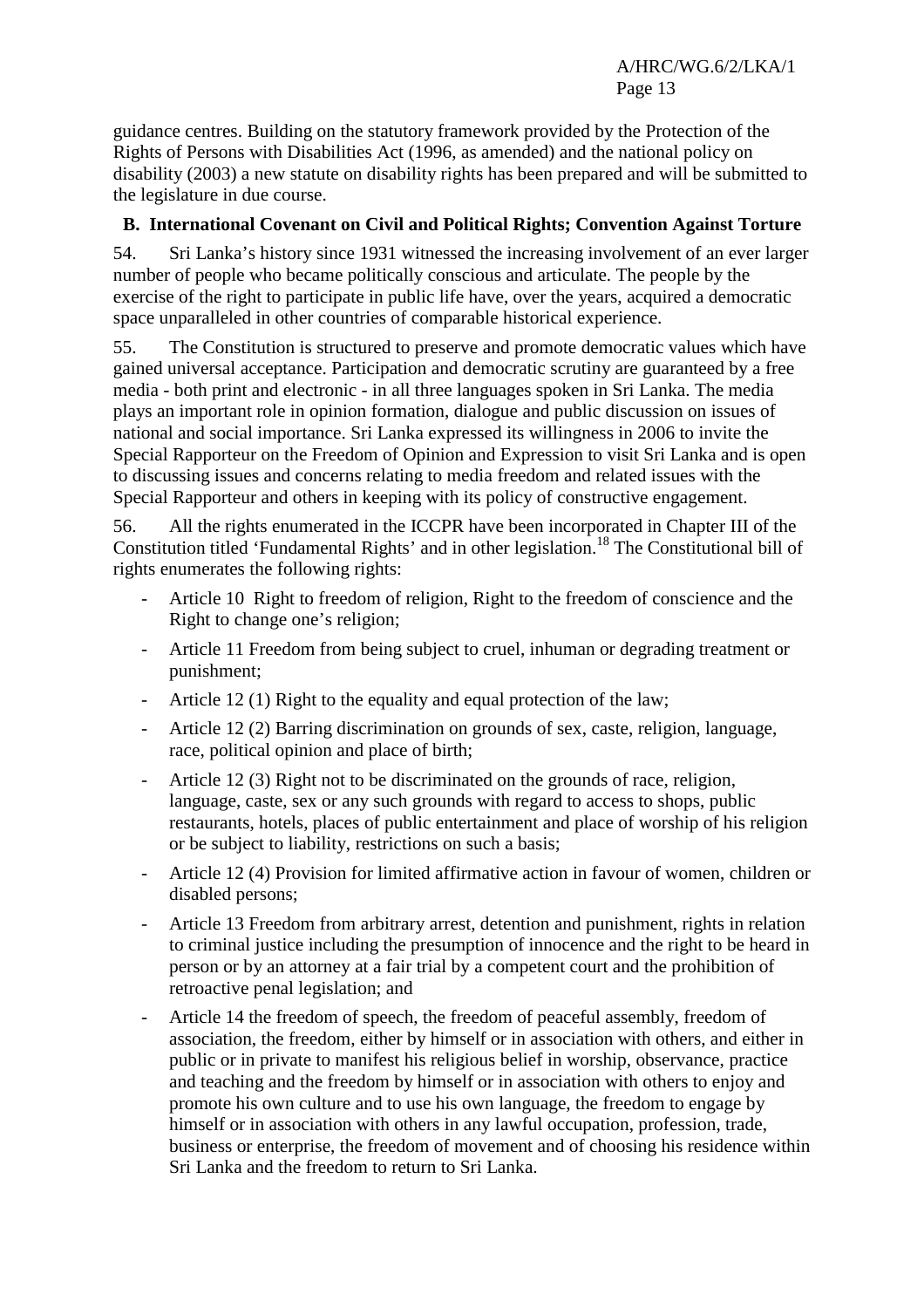guidance centres. Building on the statutory framework provided by the Protection of the Rights of Persons with Disabilities Act (1996, as amended) and the national policy on disability (2003) a new statute on disability rights has been prepared and will be submitted to the legislature in due course.

## B. International Covenant on Civil and Political Rights; Convention Against Torture

54. Sri Lanka's history since 1931 witnessed the increasing involvement of an ever larger number of people who became politically conscious and articulate. The people by the exercise of the right to participate in public life have, over the years, acquired a democratic space unparalleled in other countries of comparable historical experience.

55. The Constitution is structured to preserve and promote democratic values which have gained universal acceptance. Participation and democratic scrutiny are guaranteed by a free media - both print and electronic - in all three languages spoken in Sri Lanka. The media plays an important role in opinion formation, dialogue and public discussion on issues of national and social importance. Sri Lanka expressed its willingness in 2006 to invite the Special Rapporteur on the Freedom of Opinion and Expression to visit Sri Lanka and is open to discussing issues and concerns relating to media freedom and related issues with the Special Rapporteur and others in keeping with its policy of constructive engagement.

56. All the rights enumerated in the ICCPR have been incorporated in Chapter III of the Constitution titled 'Fundamental Rights' and in other legislation.[18] The Constitutional bill of rights enumerates the following rights:

- Article 10 Right to freedom of religion, Right to the freedom of conscience and the Right to change one's religion;
- Article 11 Freedom from being subject to cruel, inhuman or degrading treatment or punishment;
- Article 12 (1) Right to the equality and equal protection of the law;
- Article 12 (2) Barring discrimination on grounds of sex, caste, religion, language, race, political opinion and place of birth;
- Article 12 (3) Right not to be discriminated on the grounds of race, religion, language, caste, sex or any such grounds with regard to access to shops, public restaurants, hotels, places of public entertainment and place of worship of his religion or be subject to liability, restrictions on such a basis;
- Article 12 (4) Provision for limited affirmative action in favour of women, children or disabled persons;
- Article 13 Freedom from arbitrary arrest, detention and punishment, rights in relation to criminal justice including the presumption of innocence and the right to be heard in person or by an attorney at a fair trial by a competent court and the prohibition of retroactive penal legislation; and
- Article 14 the freedom of speech, the freedom of peaceful assembly, freedom of association, the freedom, either by himself or in association with others, and either in public or in private to manifest his religious belief in worship, observance, practice and teaching and the freedom by himself or in association with others to enjoy and promote his own culture and to use his own language, the freedom to engage by himself or in association with others in any lawful occupation, profession, trade, business or enterprise, the freedom of movement and of choosing his residence within Sri Lanka and the freedom to return to Sri Lanka.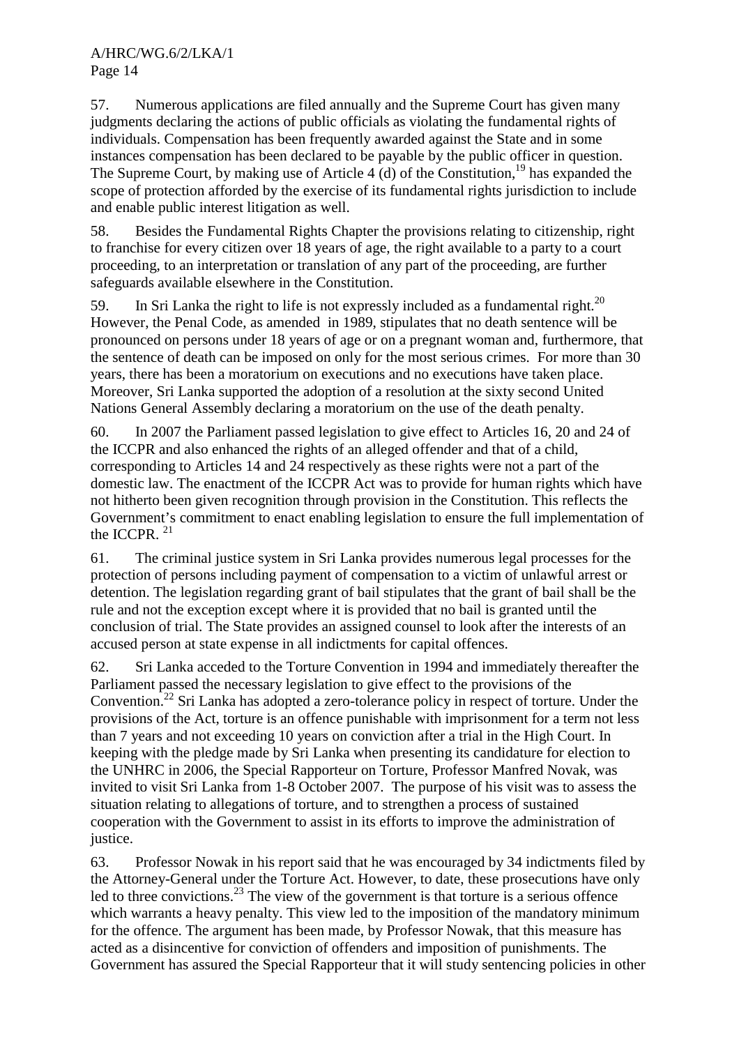57. Numerous applications are filed annually and the Supreme Court has given many judgments declaring the actions of public officials as violating the fundamental rights of individuals. Compensation has been frequently awarded against the State and in some instances compensation has been declared to be payable by the public officer in question. The Supreme Court, by making use of Article 4 (d) of the Constitution,[19] has expanded the scope of protection afforded by the exercise of its fundamental rights jurisdiction to include and enable public interest litigation as well.

58. Besides the Fundamental Rights Chapter the provisions relating to citizenship, right to franchise for every citizen over 18 years of age, the right available to a party to a court proceeding, to an interpretation or translation of any part of the proceeding, are further safeguards available elsewhere in the Constitution.

59. In Sri Lanka the right to life is not expressly included as a fundamental right.[20] However, the Penal Code, as amended in 1989, stipulates that no death sentence will be pronounced on persons under 18 years of age or on a pregnant woman and, furthermore, that the sentence of death can be imposed on only for the most serious crimes. For more than 30 years, there has been a moratorium on executions and no executions have taken place. Moreover, Sri Lanka supported the adoption of a resolution at the sixty second United Nations General Assembly declaring a moratorium on the use of the death penalty.

60. In 2007 the Parliament passed legislation to give effect to Articles 16, 20 and 24 of the ICCPR and also enhanced the rights of an alleged offender and that of a child, corresponding to Articles 14 and 24 respectively as these rights were not a part of the domestic law. The enactment of the ICCPR Act was to provide for human rights which have not hitherto been given recognition through provision in the Constitution. This reflects the Government's commitment to enact enabling legislation to ensure the full implementation of the ICCPR.[21]

61. The criminal justice system in Sri Lanka provides numerous legal processes for the protection of persons including payment of compensation to a victim of unlawful arrest or detention. The legislation regarding grant of bail stipulates that the grant of bail shall be the rule and not the exception except where it is provided that no bail is granted until the conclusion of trial. The State provides an assigned counsel to look after the interests of an accused person at state expense in all indictments for capital offences.

62. Sri Lanka acceded to the Torture Convention in 1994 and immediately thereafter the Parliament passed the necessary legislation to give effect to the provisions of the Convention.[22] Sri Lanka has adopted a zero-tolerance policy in respect of torture. Under the provisions of the Act, torture is an offence punishable with imprisonment for a term not less than 7 years and not exceeding 10 years on conviction after a trial in the High Court. In keeping with the pledge made by Sri Lanka when presenting its candidature for election to the UNHRC in 2006, the Special Rapporteur on Torture, Professor Manfred Novak, was invited to visit Sri Lanka from 1-8 October 2007. The purpose of his visit was to assess the situation relating to allegations of torture, and to strengthen a process of sustained cooperation with the Government to assist in its efforts to improve the administration of justice.

63. Professor Nowak in his report said that he was encouraged by 34 indictments filed by the Attorney-General under the Torture Act. However, to date, these prosecutions have only led to three convictions.[23] The view of the government is that torture is a serious offence which warrants a heavy penalty. This view led to the imposition of the mandatory minimum for the offence. The argument has been made, by Professor Nowak, that this measure has acted as a disincentive for conviction of offenders and imposition of punishments. The Government has assured the Special Rapporteur that it will study sentencing policies in other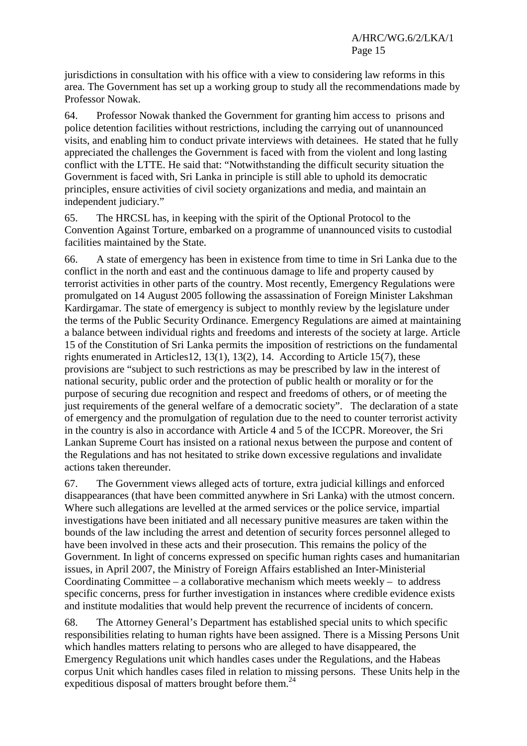jurisdictions in consultation with his office with a view to considering law reforms in this area. The Government has set up a working group to study all the recommendations made by Professor Nowak.

64. Professor Nowak thanked the Government for granting him access to prisons and police detention facilities without restrictions, including the carrying out of unannounced visits, and enabling him to conduct private interviews with detainees. He stated that he fully appreciated the challenges the Government is faced with from the violent and long lasting conflict with the LTTE. He said that: "Notwithstanding the difficult security situation the Government is faced with, Sri Lanka in principle is still able to uphold its democratic principles, ensure activities of civil society organizations and media, and maintain an independent judiciary."

65. The HRCSL has, in keeping with the spirit of the Optional Protocol to the Convention Against Torture, embarked on a programme of unannounced visits to custodial facilities maintained by the State.

66. A state of emergency has been in existence from time to time in Sri Lanka due to the conflict in the north and east and the continuous damage to life and property caused by terrorist activities in other parts of the country. Most recently, Emergency Regulations were promulgated on 14 August 2005 following the assassination of Foreign Minister Lakshman Kardirgamar. The state of emergency is subject to monthly review by the legislature under the terms of the Public Security Ordinance. Emergency Regulations are aimed at maintaining a balance between individual rights and freedoms and interests of the society at large. Article 15 of the Constitution of Sri Lanka permits the imposition of restrictions on the fundamental rights enumerated in Articles12, 13(1), 13(2), 14. According to Article 15(7), these provisions are "subject to such restrictions as may be prescribed by law in the interest of national security, public order and the protection of public health or morality or for the purpose of securing due recognition and respect and freedoms of others, or of meeting the just requirements of the general welfare of a democratic society". The declaration of a state of emergency and the promulgation of regulation due to the need to counter terrorist activity in the country is also in accordance with Article 4 and 5 of the ICCPR. Moreover, the Sri Lankan Supreme Court has insisted on a rational nexus between the purpose and content of the Regulations and has not hesitated to strike down excessive regulations and invalidate actions taken thereunder.

67. The Government views alleged acts of torture, extra judicial killings and enforced disappearances (that have been committed anywhere in Sri Lanka) with the utmost concern. Where such allegations are levelled at the armed services or the police service, impartial investigations have been initiated and all necessary punitive measures are taken within the bounds of the law including the arrest and detention of security forces personnel alleged to have been involved in these acts and their prosecution. This remains the policy of the Government. In light of concerns expressed on specific human rights cases and humanitarian issues, in April 2007, the Ministry of Foreign Affairs established an Inter-Ministerial Coordinating Committee – a collaborative mechanism which meets weekly – to address specific concerns, press for further investigation in instances where credible evidence exists and institute modalities that would help prevent the recurrence of incidents of concern.

68. The Attorney General's Department has established special units to which specific responsibilities relating to human rights have been assigned. There is a Missing Persons Unit which handles matters relating to persons who are alleged to have disappeared, the Emergency Regulations unit which handles cases under the Regulations, and the Habeas corpus Unit which handles cases filed in relation to missing persons. These Units help in the expeditious disposal of matters brought before them.[24]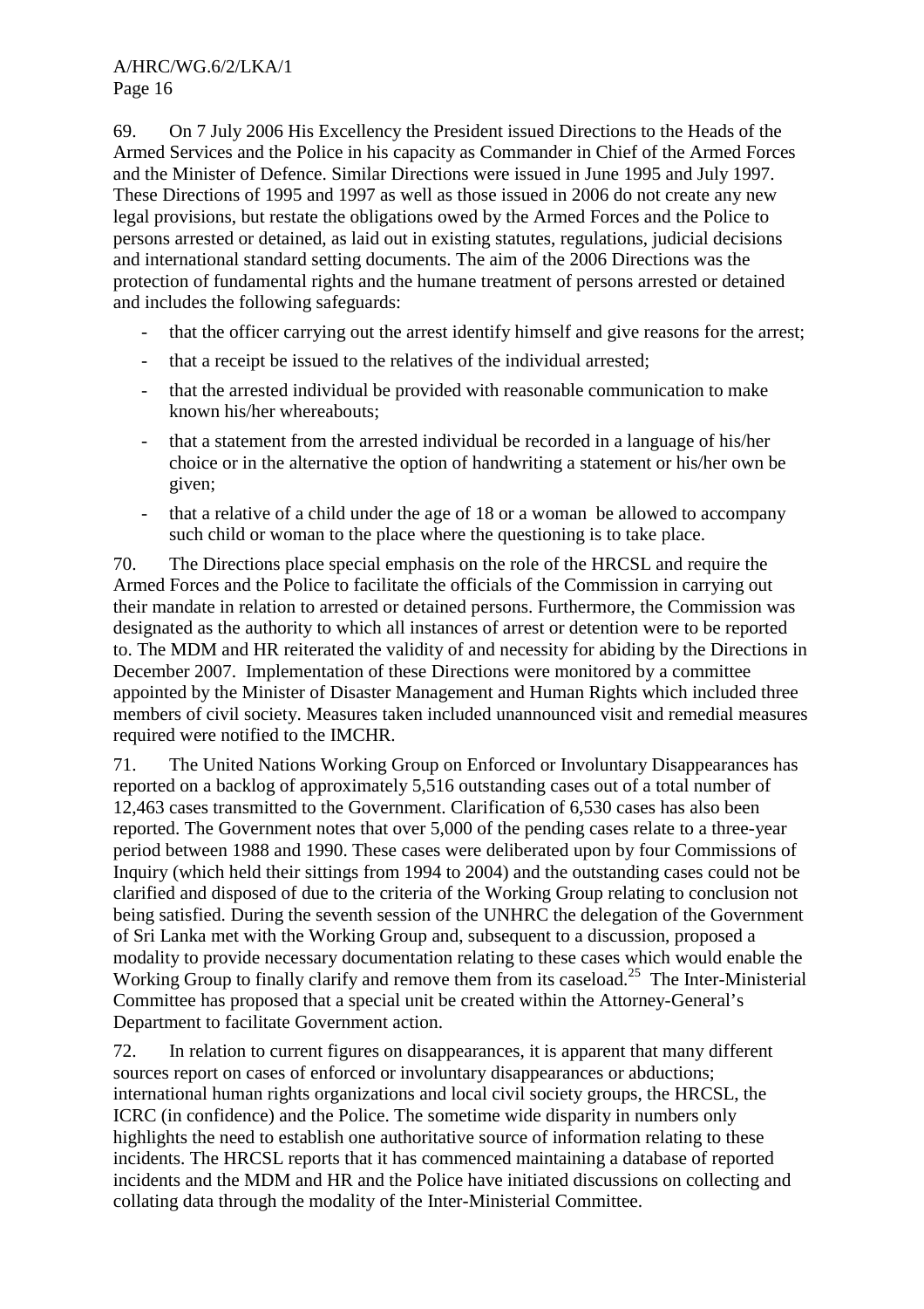69. On 7 July 2006 His Excellency the President issued Directions to the Heads of the Armed Services and the Police in his capacity as Commander in Chief of the Armed Forces and the Minister of Defence. Similar Directions were issued in June 1995 and July 1997. These Directions of 1995 and 1997 as well as those issued in 2006 do not create any new legal provisions, but restate the obligations owed by the Armed Forces and the Police to persons arrested or detained, as laid out in existing statutes, regulations, judicial decisions and international standard setting documents. The aim of the 2006 Directions was the protection of fundamental rights and the humane treatment of persons arrested or detained and includes the following safeguards:

- that the officer carrying out the arrest identify himself and give reasons for the arrest;
- that a receipt be issued to the relatives of the individual arrested;
- that the arrested individual be provided with reasonable communication to make known his/her whereabouts;
- that a statement from the arrested individual be recorded in a language of his/her choice or in the alternative the option of handwriting a statement or his/her own be given;
- that a relative of a child under the age of 18 or a woman be allowed to accompany such child or woman to the place where the questioning is to take place.

70. The Directions place special emphasis on the role of the HRCSL and require the Armed Forces and the Police to facilitate the officials of the Commission in carrying out their mandate in relation to arrested or detained persons. Furthermore, the Commission was designated as the authority to which all instances of arrest or detention were to be reported to. The MDM and HR reiterated the validity of and necessity for abiding by the Directions in December 2007. Implementation of these Directions were monitored by a committee appointed by the Minister of Disaster Management and Human Rights which included three members of civil society. Measures taken included unannounced visit and remedial measures required were notified to the IMCHR.

71. The United Nations Working Group on Enforced or Involuntary Disappearances has reported on a backlog of approximately 5,516 outstanding cases out of a total number of 12,463 cases transmitted to the Government. Clarification of 6,530 cases has also been reported. The Government notes that over 5,000 of the pending cases relate to a three-year period between 1988 and 1990. These cases were deliberated upon by four Commissions of Inquiry (which held their sittings from 1994 to 2004) and the outstanding cases could not be clarified and disposed of due to the criteria of the Working Group relating to conclusion not being satisfied. During the seventh session of the UNHRC the delegation of the Government of Sri Lanka met with the Working Group and, subsequent to a discussion, proposed a modality to provide necessary documentation relating to these cases which would enable the Working Group to finally clarify and remove them from its caseload.[25] The Inter-Ministerial Committee has proposed that a special unit be created within the Attorney-General's Department to facilitate Government action.

72. In relation to current figures on disappearances, it is apparent that many different sources report on cases of enforced or involuntary disappearances or abductions; international human rights organizations and local civil society groups, the HRCSL, the ICRC (in confidence) and the Police. The sometime wide disparity in numbers only highlights the need to establish one authoritative source of information relating to these incidents. The HRCSL reports that it has commenced maintaining a database of reported incidents and the MDM and HR and the Police have initiated discussions on collecting and collating data through the modality of the Inter-Ministerial Committee.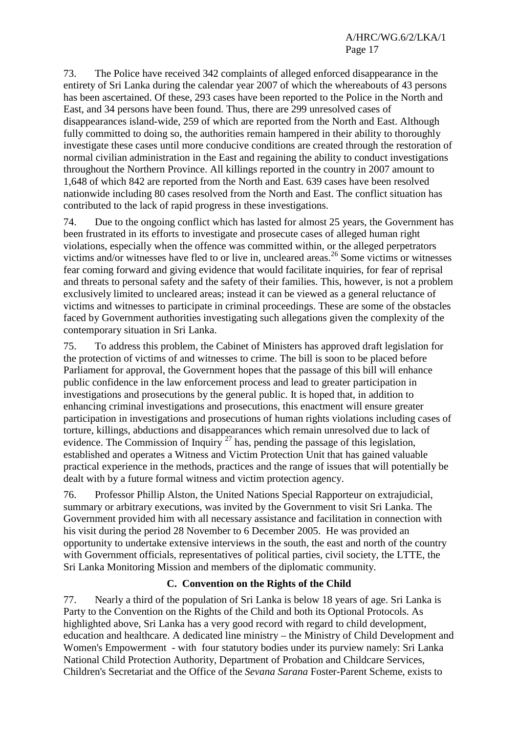73. The Police have received 342 complaints of alleged enforced disappearance in the entirety of Sri Lanka during the calendar year 2007 of which the whereabouts of 43 persons has been ascertained. Of these, 293 cases have been reported to the Police in the North and East, and 34 persons have been found. Thus, there are 299 unresolved cases of disappearances island-wide, 259 of which are reported from the North and East. Although fully committed to doing so, the authorities remain hampered in their ability to thoroughly investigate these cases until more conducive conditions are created through the restoration of normal civilian administration in the East and regaining the ability to conduct investigations throughout the Northern Province. All killings reported in the country in 2007 amount to 1,648 of which 842 are reported from the North and East. 639 cases have been resolved nationwide including 80 cases resolved from the North and East. The conflict situation has contributed to the lack of rapid progress in these investigations.

74. Due to the ongoing conflict which has lasted for almost 25 years, the Government has been frustrated in its efforts to investigate and prosecute cases of alleged human right violations, especially when the offence was committed within, or the alleged perpetrators victims and/or witnesses have fled to or live in, uncleared areas.[26] Some victims or witnesses fear coming forward and giving evidence that would facilitate inquiries, for fear of reprisal and threats to personal safety and the safety of their families. This, however, is not a problem exclusively limited to uncleared areas; instead it can be viewed as a general reluctance of victims and witnesses to participate in criminal proceedings. These are some of the obstacles faced by Government authorities investigating such allegations given the complexity of the contemporary situation in Sri Lanka.

75. To address this problem, the Cabinet of Ministers has approved draft legislation for the protection of victims of and witnesses to crime. The bill is soon to be placed before Parliament for approval, the Government hopes that the passage of this bill will enhance public confidence in the law enforcement process and lead to greater participation in investigations and prosecutions by the general public. It is hoped that, in addition to enhancing criminal investigations and prosecutions, this enactment will ensure greater participation in investigations and prosecutions of human rights violations including cases of torture, killings, abductions and disappearances which remain unresolved due to lack of evidence. The Commission of Inquiry [27] has, pending the passage of this legislation, established and operates a Witness and Victim Protection Unit that has gained valuable practical experience in the methods, practices and the range of issues that will potentially be dealt with by a future formal witness and victim protection agency.

76. Professor Phillip Alston, the United Nations Special Rapporteur on extrajudicial, summary or arbitrary executions, was invited by the Government to visit Sri Lanka. The Government provided him with all necessary assistance and facilitation in connection with his visit during the period 28 November to 6 December 2005. He was provided an opportunity to undertake extensive interviews in the south, the east and north of the country with Government officials, representatives of political parties, civil society, the LTTE, the Sri Lanka Monitoring Mission and members of the diplomatic community.

### C. Convention on the Rights of the Child

77. Nearly a third of the population of Sri Lanka is below 18 years of age. Sri Lanka is Party to the Convention on the Rights of the Child and both its Optional Protocols. As highlighted above, Sri Lanka has a very good record with regard to child development, education and healthcare. A dedicated line ministry – the Ministry of Child Development and Women's Empowerment - with four statutory bodies under its purview namely: Sri Lanka National Child Protection Authority, Department of Probation and Childcare Services, Children's Secretariat and the Office of the *Sevana Sarana* Foster-Parent Scheme, exists to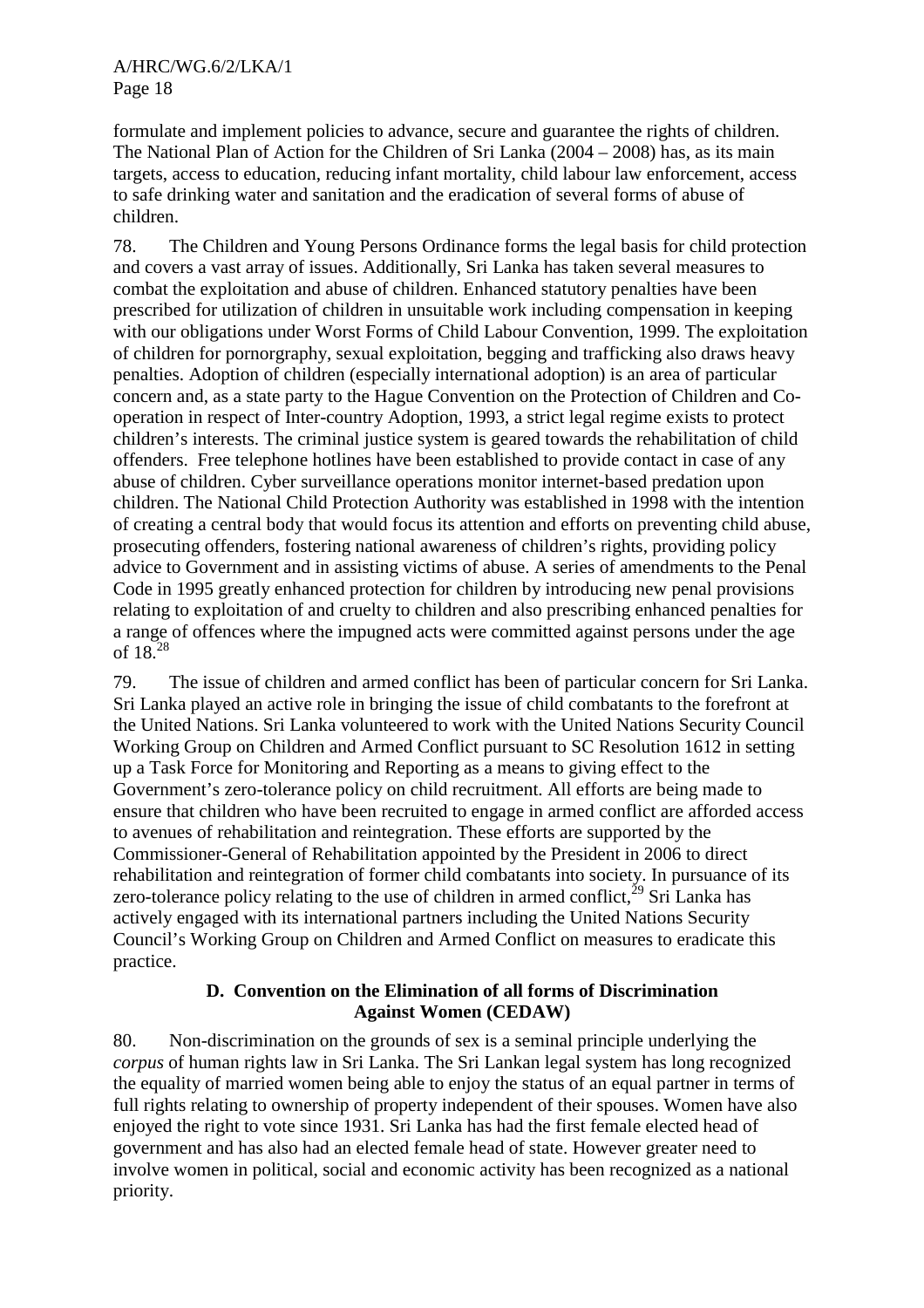formulate and implement policies to advance, secure and guarantee the rights of children. The National Plan of Action for the Children of Sri Lanka (2004 – 2008) has, as its main targets, access to education, reducing infant mortality, child labour law enforcement, access to safe drinking water and sanitation and the eradication of several forms of abuse of children.

78. The Children and Young Persons Ordinance forms the legal basis for child protection and covers a vast array of issues. Additionally, Sri Lanka has taken several measures to combat the exploitation and abuse of children. Enhanced statutory penalties have been prescribed for utilization of children in unsuitable work including compensation in keeping with our obligations under Worst Forms of Child Labour Convention, 1999. The exploitation of children for pornorgraphy, sexual exploitation, begging and trafficking also draws heavy penalties. Adoption of children (especially international adoption) is an area of particular concern and, as a state party to the Hague Convention on the Protection of Children and Co-operation in respect of Inter-country Adoption, 1993, a strict legal regime exists to protect children's interests. The criminal justice system is geared towards the rehabilitation of child offenders. Free telephone hotlines have been established to provide contact in case of any abuse of children. Cyber surveillance operations monitor internet-based predation upon children. The National Child Protection Authority was established in 1998 with the intention of creating a central body that would focus its attention and efforts on preventing child abuse, prosecuting offenders, fostering national awareness of children's rights, providing policy advice to Government and in assisting victims of abuse. A series of amendments to the Penal Code in 1995 greatly enhanced protection for children by introducing new penal provisions relating to exploitation of and cruelty to children and also prescribing enhanced penalties for a range of offences where the impugned acts were committed against persons under the age of 18.[28]

79. The issue of children and armed conflict has been of particular concern for Sri Lanka. Sri Lanka played an active role in bringing the issue of child combatants to the forefront at the United Nations. Sri Lanka volunteered to work with the United Nations Security Council Working Group on Children and Armed Conflict pursuant to SC Resolution 1612 in setting up a Task Force for Monitoring and Reporting as a means to giving effect to the Government's zero-tolerance policy on child recruitment. All efforts are being made to ensure that children who have been recruited to engage in armed conflict are afforded access to avenues of rehabilitation and reintegration. These efforts are supported by the Commissioner-General of Rehabilitation appointed by the President in 2006 to direct rehabilitation and reintegration of former child combatants into society. In pursuance of its zero-tolerance policy relating to the use of children in armed conflict,[29] Sri Lanka has actively engaged with its international partners including the United Nations Security Council's Working Group on Children and Armed Conflict on measures to eradicate this practice.

### D. Convention on the Elimination of all forms of Discrimination Against Women (CEDAW)

80. Non-discrimination on the grounds of sex is a seminal principle underlying the *corpus* of human rights law in Sri Lanka. The Sri Lankan legal system has long recognized the equality of married women being able to enjoy the status of an equal partner in terms of full rights relating to ownership of property independent of their spouses. Women have also enjoyed the right to vote since 1931. Sri Lanka has had the first female elected head of government and has also had an elected female head of state. However greater need to involve women in political, social and economic activity has been recognized as a national priority.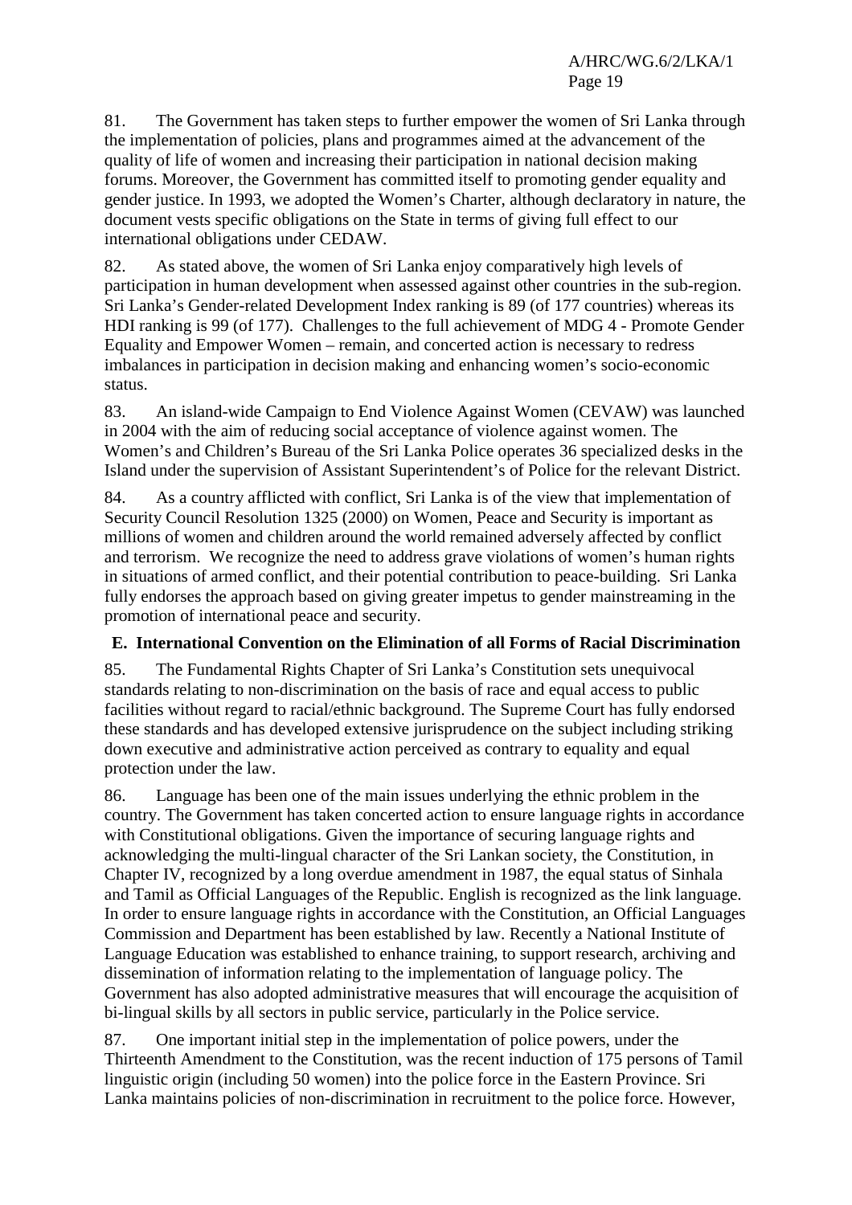81. The Government has taken steps to further empower the women of Sri Lanka through the implementation of policies, plans and programmes aimed at the advancement of the quality of life of women and increasing their participation in national decision making forums. Moreover, the Government has committed itself to promoting gender equality and gender justice. In 1993, we adopted the Women's Charter, although declaratory in nature, the document vests specific obligations on the State in terms of giving full effect to our international obligations under CEDAW.

82. As stated above, the women of Sri Lanka enjoy comparatively high levels of participation in human development when assessed against other countries in the sub-region. Sri Lanka's Gender-related Development Index ranking is 89 (of 177 countries) whereas its HDI ranking is 99 (of 177). Challenges to the full achievement of MDG 4 - Promote Gender Equality and Empower Women – remain, and concerted action is necessary to redress imbalances in participation in decision making and enhancing women's socio-economic status.

83. An island-wide Campaign to End Violence Against Women (CEVAW) was launched in 2004 with the aim of reducing social acceptance of violence against women. The Women's and Children's Bureau of the Sri Lanka Police operates 36 specialized desks in the Island under the supervision of Assistant Superintendent's of Police for the relevant District.

84. As a country afflicted with conflict, Sri Lanka is of the view that implementation of Security Council Resolution 1325 (2000) on Women, Peace and Security is important as millions of women and children around the world remained adversely affected by conflict and terrorism. We recognize the need to address grave violations of women's human rights in situations of armed conflict, and their potential contribution to peace-building. Sri Lanka fully endorses the approach based on giving greater impetus to gender mainstreaming in the promotion of international peace and security.

## E. International Convention on the Elimination of all Forms of Racial Discrimination

85. The Fundamental Rights Chapter of Sri Lanka's Constitution sets unequivocal standards relating to non-discrimination on the basis of race and equal access to public facilities without regard to racial/ethnic background. The Supreme Court has fully endorsed these standards and has developed extensive jurisprudence on the subject including striking down executive and administrative action perceived as contrary to equality and equal protection under the law.

86. Language has been one of the main issues underlying the ethnic problem in the country. The Government has taken concerted action to ensure language rights in accordance with Constitutional obligations. Given the importance of securing language rights and acknowledging the multi-lingual character of the Sri Lankan society, the Constitution, in Chapter IV, recognized by a long overdue amendment in 1987, the equal status of Sinhala and Tamil as Official Languages of the Republic. English is recognized as the link language. In order to ensure language rights in accordance with the Constitution, an Official Languages Commission and Department has been established by law. Recently a National Institute of Language Education was established to enhance training, to support research, archiving and dissemination of information relating to the implementation of language policy. The Government has also adopted administrative measures that will encourage the acquisition of bi-lingual skills by all sectors in public service, particularly in the Police service.

87. One important initial step in the implementation of police powers, under the Thirteenth Amendment to the Constitution, was the recent induction of 175 persons of Tamil linguistic origin (including 50 women) into the police force in the Eastern Province. Sri Lanka maintains policies of non-discrimination in recruitment to the police force. However,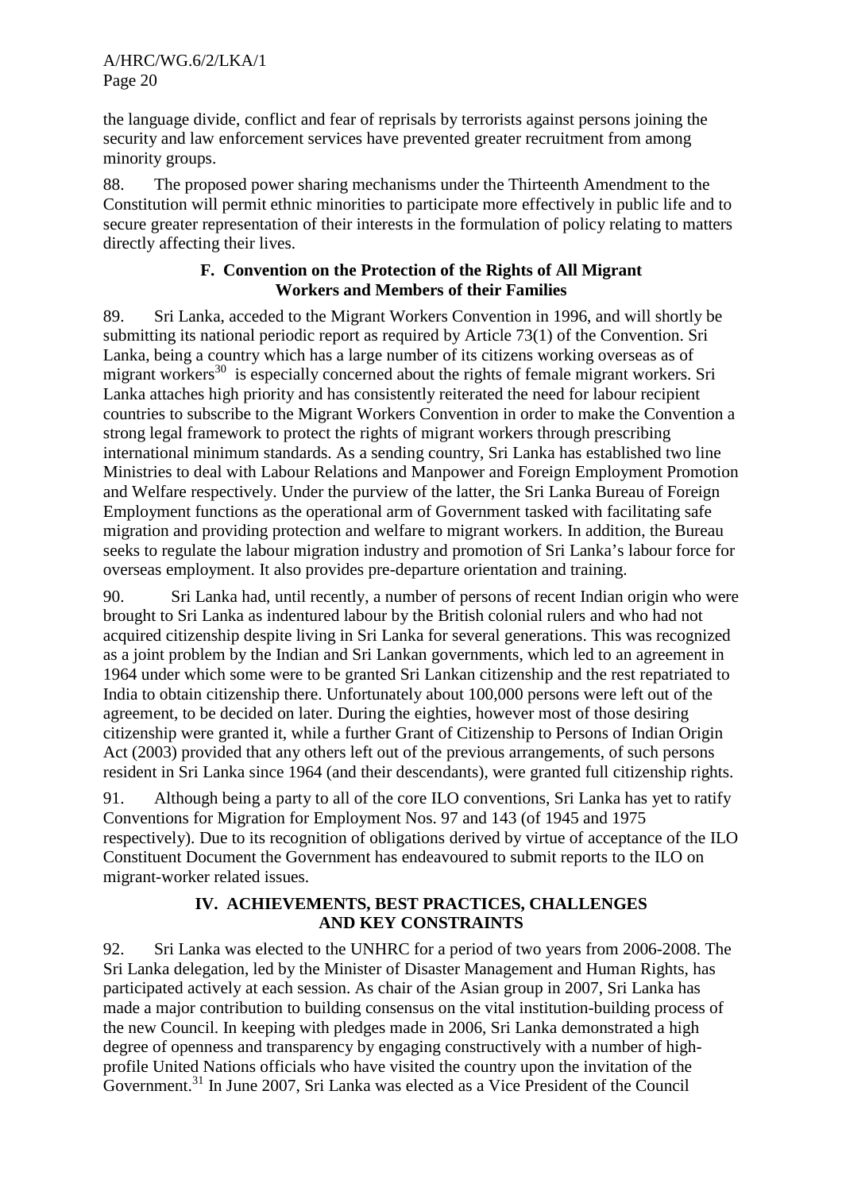the language divide, conflict and fear of reprisals by terrorists against persons joining the security and law enforcement services have prevented greater recruitment from among minority groups.

88. The proposed power sharing mechanisms under the Thirteenth Amendment to the Constitution will permit ethnic minorities to participate more effectively in public life and to secure greater representation of their interests in the formulation of policy relating to matters directly affecting their lives.

### F. Convention on the Protection of the Rights of All Migrant Workers and Members of their Families

89. Sri Lanka, acceded to the Migrant Workers Convention in 1996, and will shortly be submitting its national periodic report as required by Article 73(1) of the Convention. Sri Lanka, being a country which has a large number of its citizens working overseas as of migrant workers[30] is especially concerned about the rights of female migrant workers. Sri Lanka attaches high priority and has consistently reiterated the need for labour recipient countries to subscribe to the Migrant Workers Convention in order to make the Convention a strong legal framework to protect the rights of migrant workers through prescribing international minimum standards. As a sending country, Sri Lanka has established two line Ministries to deal with Labour Relations and Manpower and Foreign Employment Promotion and Welfare respectively. Under the purview of the latter, the Sri Lanka Bureau of Foreign Employment functions as the operational arm of Government tasked with facilitating safe migration and providing protection and welfare to migrant workers. In addition, the Bureau seeks to regulate the labour migration industry and promotion of Sri Lanka's labour force for overseas employment. It also provides pre-departure orientation and training.

90. Sri Lanka had, until recently, a number of persons of recent Indian origin who were brought to Sri Lanka as indentured labour by the British colonial rulers and who had not acquired citizenship despite living in Sri Lanka for several generations. This was recognized as a joint problem by the Indian and Sri Lankan governments, which led to an agreement in 1964 under which some were to be granted Sri Lankan citizenship and the rest repatriated to India to obtain citizenship there. Unfortunately about 100,000 persons were left out of the agreement, to be decided on later. During the eighties, however most of those desiring citizenship were granted it, while a further Grant of Citizenship to Persons of Indian Origin Act (2003) provided that any others left out of the previous arrangements, of such persons resident in Sri Lanka since 1964 (and their descendants), were granted full citizenship rights.

91. Although being a party to all of the core ILO conventions, Sri Lanka has yet to ratify Conventions for Migration for Employment Nos. 97 and 143 (of 1945 and 1975 respectively). Due to its recognition of obligations derived by virtue of acceptance of the ILO Constituent Document the Government has endeavoured to submit reports to the ILO on migrant-worker related issues.

## IV. ACHIEVEMENTS, BEST PRACTICES, CHALLENGES AND KEY CONSTRAINTS

92. Sri Lanka was elected to the UNHRC for a period of two years from 2006-2008. The Sri Lanka delegation, led by the Minister of Disaster Management and Human Rights, has participated actively at each session. As chair of the Asian group in 2007, Sri Lanka has made a major contribution to building consensus on the vital institution-building process of the new Council. In keeping with pledges made in 2006, Sri Lanka demonstrated a high degree of openness and transparency by engaging constructively with a number of high-profile United Nations officials who have visited the country upon the invitation of the Government.[31] In June 2007, Sri Lanka was elected as a Vice President of the Council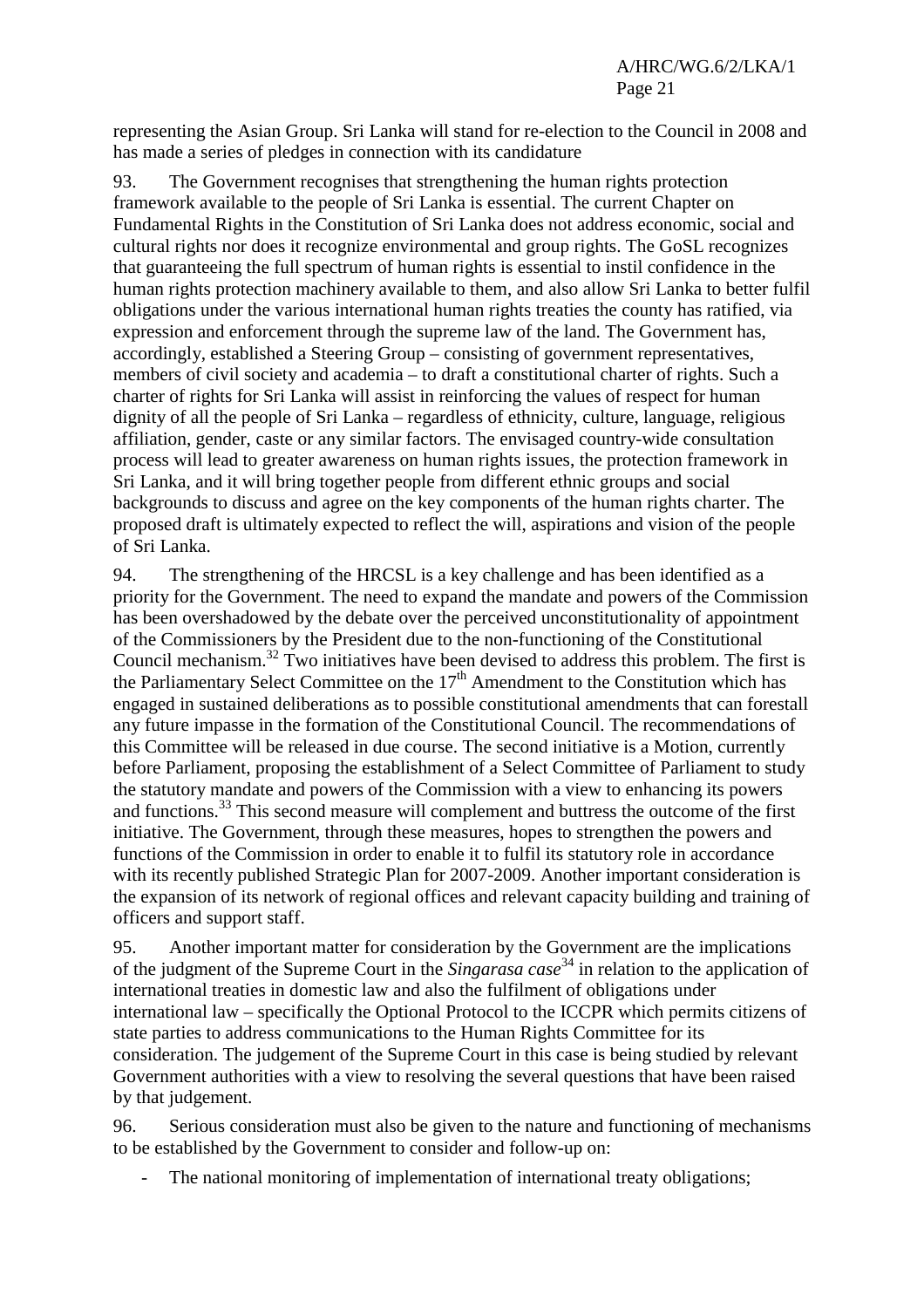representing the Asian Group. Sri Lanka will stand for re-election to the Council in 2008 and has made a series of pledges in connection with its candidature

93. The Government recognises that strengthening the human rights protection framework available to the people of Sri Lanka is essential. The current Chapter on Fundamental Rights in the Constitution of Sri Lanka does not address economic, social and cultural rights nor does it recognize environmental and group rights. The GoSL recognizes that guaranteeing the full spectrum of human rights is essential to instil confidence in the human rights protection machinery available to them, and also allow Sri Lanka to better fulfil obligations under the various international human rights treaties the county has ratified, via expression and enforcement through the supreme law of the land. The Government has, accordingly, established a Steering Group – consisting of government representatives, members of civil society and academia – to draft a constitutional charter of rights. Such a charter of rights for Sri Lanka will assist in reinforcing the values of respect for human dignity of all the people of Sri Lanka – regardless of ethnicity, culture, language, religious affiliation, gender, caste or any similar factors. The envisaged country-wide consultation process will lead to greater awareness on human rights issues, the protection framework in Sri Lanka, and it will bring together people from different ethnic groups and social backgrounds to discuss and agree on the key components of the human rights charter. The proposed draft is ultimately expected to reflect the will, aspirations and vision of the people of Sri Lanka.

94. The strengthening of the HRCSL is a key challenge and has been identified as a priority for the Government. The need to expand the mandate and powers of the Commission has been overshadowed by the debate over the perceived unconstitutionality of appointment of the Commissioners by the President due to the non-functioning of the Constitutional Council mechanism.[32] Two initiatives have been devised to address this problem. The first is the Parliamentary Select Committee on the 17[th] Amendment to the Constitution which has engaged in sustained deliberations as to possible constitutional amendments that can forestall any future impasse in the formation of the Constitutional Council. The recommendations of this Committee will be released in due course. The second initiative is a Motion, currently before Parliament, proposing the establishment of a Select Committee of Parliament to study the statutory mandate and powers of the Commission with a view to enhancing its powers and functions.[33] This second measure will complement and buttress the outcome of the first initiative. The Government, through these measures, hopes to strengthen the powers and functions of the Commission in order to enable it to fulfil its statutory role in accordance with its recently published Strategic Plan for 2007-2009. Another important consideration is the expansion of its network of regional offices and relevant capacity building and training of officers and support staff.

95. Another important matter for consideration by the Government are the implications of the judgment of the Supreme Court in the *Singarasa case*[34] in relation to the application of international treaties in domestic law and also the fulfilment of obligations under international law – specifically the Optional Protocol to the ICCPR which permits citizens of state parties to address communications to the Human Rights Committee for its consideration. The judgement of the Supreme Court in this case is being studied by relevant Government authorities with a view to resolving the several questions that have been raised by that judgement.

96. Serious consideration must also be given to the nature and functioning of mechanisms to be established by the Government to consider and follow-up on:

- The national monitoring of implementation of international treaty obligations;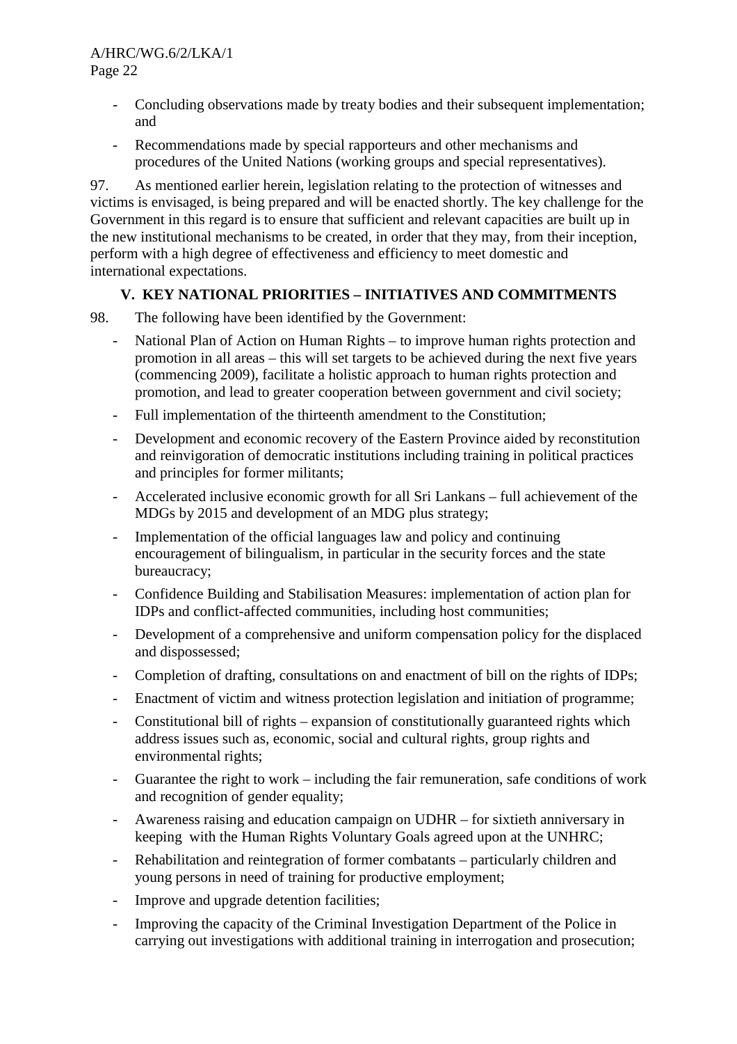- Concluding observations made by treaty bodies and their subsequent implementation; and
- Recommendations made by special rapporteurs and other mechanisms and procedures of the United Nations (working groups and special representatives).

97. As mentioned earlier herein, legislation relating to the protection of witnesses and victims is envisaged, is being prepared and will be enacted shortly. The key challenge for the Government in this regard is to ensure that sufficient and relevant capacities are built up in the new institutional mechanisms to be created, in order that they may, from their inception, perform with a high degree of effectiveness and efficiency to meet domestic and international expectations.

## V. KEY NATIONAL PRIORITIES – INITIATIVES AND COMMITMENTS

98. The following have been identified by the Government:

- National Plan of Action on Human Rights – to improve human rights protection and promotion in all areas – this will set targets to be achieved during the next five years (commencing 2009), facilitate a holistic approach to human rights protection and promotion, and lead to greater cooperation between government and civil society;
- Full implementation of the thirteenth amendment to the Constitution;
- Development and economic recovery of the Eastern Province aided by reconstitution and reinvigoration of democratic institutions including training in political practices and principles for former militants;
- Accelerated inclusive economic growth for all Sri Lankans – full achievement of the MDGs by 2015 and development of an MDG plus strategy;
- Implementation of the official languages law and policy and continuing encouragement of bilingualism, in particular in the security forces and the state bureaucracy;
- Confidence Building and Stabilisation Measures: implementation of action plan for IDPs and conflict-affected communities, including host communities;
- Development of a comprehensive and uniform compensation policy for the displaced and dispossessed;
- Completion of drafting, consultations on and enactment of bill on the rights of IDPs;
- Enactment of victim and witness protection legislation and initiation of programme;
- Constitutional bill of rights – expansion of constitutionally guaranteed rights which address issues such as, economic, social and cultural rights, group rights and environmental rights;
- Guarantee the right to work – including the fair remuneration, safe conditions of work and recognition of gender equality;
- Awareness raising and education campaign on UDHR – for sixtieth anniversary in keeping with the Human Rights Voluntary Goals agreed upon at the UNHRC;
- Rehabilitation and reintegration of former combatants – particularly children and young persons in need of training for productive employment;
- Improve and upgrade detention facilities;
- Improving the capacity of the Criminal Investigation Department of the Police in carrying out investigations with additional training in interrogation and prosecution;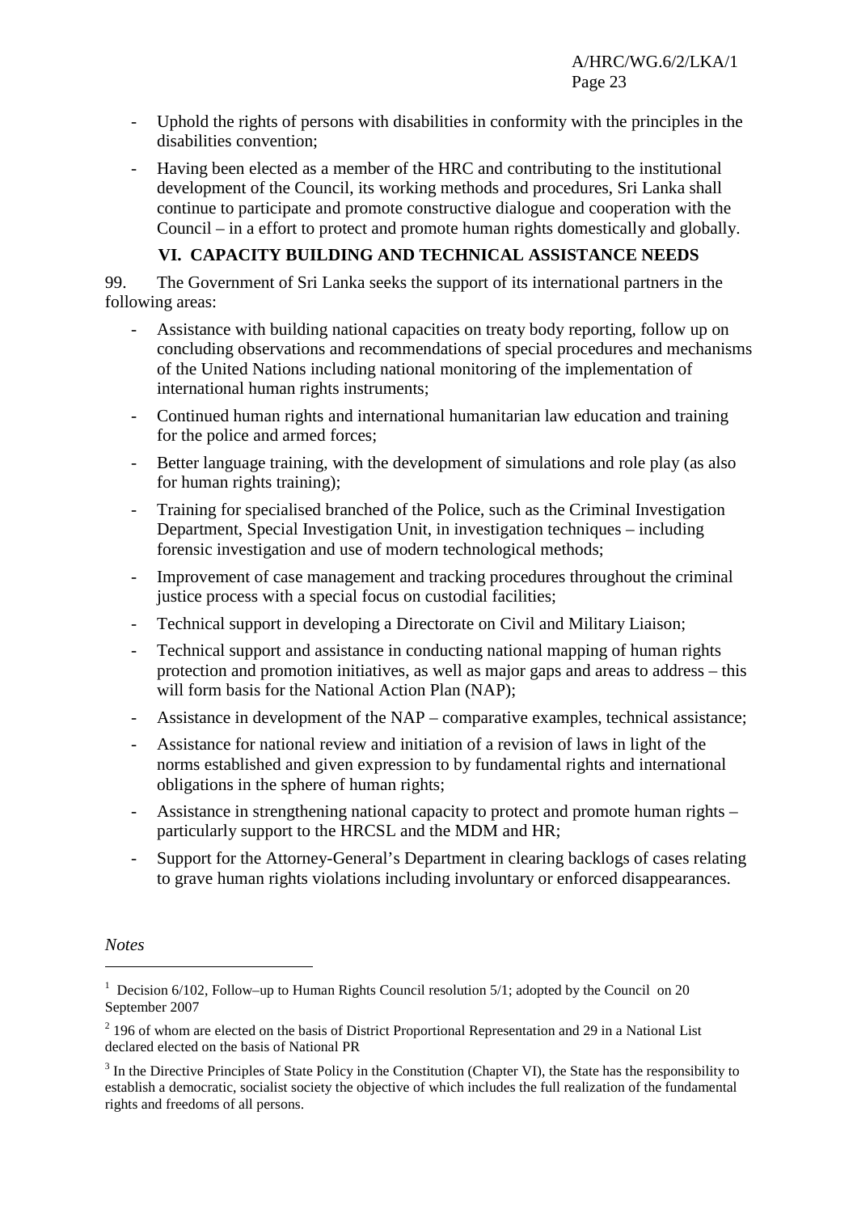- Uphold the rights of persons with disabilities in conformity with the principles in the disabilities convention;
- Having been elected as a member of the HRC and contributing to the institutional development of the Council, its working methods and procedures, Sri Lanka shall continue to participate and promote constructive dialogue and cooperation with the Council – in a effort to protect and promote human rights domestically and globally.

## VI. CAPACITY BUILDING AND TECHNICAL ASSISTANCE NEEDS

99. The Government of Sri Lanka seeks the support of its international partners in the following areas:

- Assistance with building national capacities on treaty body reporting, follow up on concluding observations and recommendations of special procedures and mechanisms of the United Nations including national monitoring of the implementation of international human rights instruments;
- Continued human rights and international humanitarian law education and training for the police and armed forces;
- Better language training, with the development of simulations and role play (as also for human rights training);
- Training for specialised branched of the Police, such as the Criminal Investigation Department, Special Investigation Unit, in investigation techniques – including forensic investigation and use of modern technological methods;
- Improvement of case management and tracking procedures throughout the criminal justice process with a special focus on custodial facilities;
- Technical support in developing a Directorate on Civil and Military Liaison;
- Technical support and assistance in conducting national mapping of human rights protection and promotion initiatives, as well as major gaps and areas to address – this will form basis for the National Action Plan (NAP);
- Assistance in development of the NAP – comparative examples, technical assistance;
- Assistance for national review and initiation of a revision of laws in light of the norms established and given expression to by fundamental rights and international obligations in the sphere of human rights;
- Assistance in strengthening national capacity to protect and promote human rights – particularly support to the HRCSL and the MDM and HR;
- Support for the Attorney-General's Department in clearing backlogs of cases relating to grave human rights violations including involuntary or enforced disappearances.

*Notes*

[1] Decision 6/102, Follow–up to Human Rights Council resolution 5/1; adopted by the Council on 20 September 2007

[2] 196 of whom are elected on the basis of District Proportional Representation and 29 in a National List declared elected on the basis of National PR

[3] In the Directive Principles of State Policy in the Constitution (Chapter VI), the State has the responsibility to establish a democratic, socialist society the objective of which includes the full realization of the fundamental rights and freedoms of all persons.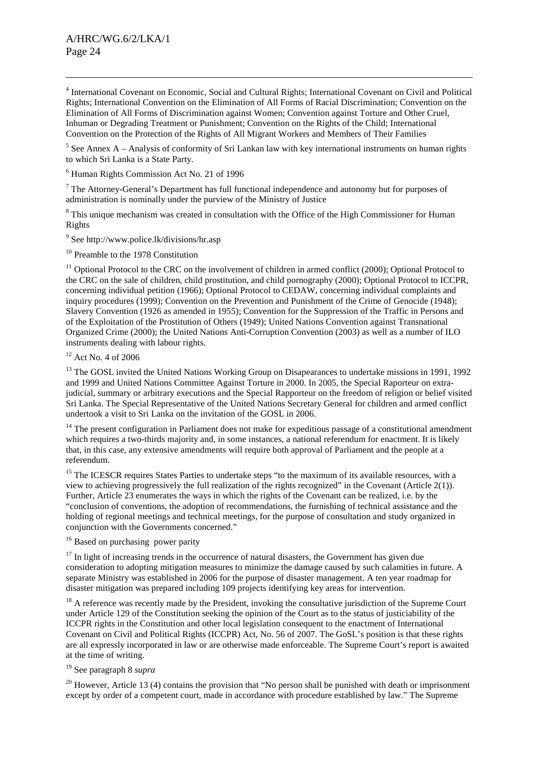[4] International Covenant on Economic, Social and Cultural Rights; International Covenant on Civil and Political Rights; International Convention on the Elimination of All Forms of Racial Discrimination; Convention on the Elimination of All Forms of Discrimination against Women; Convention against Torture and Other Cruel, Inhuman or Degrading Treatment or Punishment; Convention on the Rights of the Child; International Convention on the Protection of the Rights of All Migrant Workers and Members of Their Families

[5] See Annex A – Analysis of conformity of Sri Lankan law with key international instruments on human rights to which Sri Lanka is a State Party.

[6] Human Rights Commission Act No. 21 of 1996

[7] The Attorney-General's Department has full functional independence and autonomy but for purposes of administration is nominally under the purview of the Ministry of Justice

[8] This unique mechanism was created in consultation with the Office of the High Commissioner for Human Rights

[9] See http://www.police.lk/divisions/hr.asp

[10] Preamble to the 1978 Constitution

[11] Optional Protocol to the CRC on the involvement of children in armed conflict (2000); Optional Protocol to the CRC on the sale of children, child prostitution, and child pornography (2000); Optional Protocol to ICCPR, concerning individual petition (1966); Optional Protocol to CEDAW, concerning individual complaints and inquiry procedures (1999); Convention on the Prevention and Punishment of the Crime of Genocide (1948); Slavery Convention (1926 as amended in 1955); Convention for the Suppression of the Traffic in Persons and of the Exploitation of the Prostitution of Others (1949); United Nations Convention against Transnational Organized Crime (2000); the United Nations Anti-Corruption Convention (2003) as well as a number of ILO instruments dealing with labour rights.

[12] Act No. 4 of 2006

[13] The GOSL invited the United Nations Working Group on Disapearances to undertake missions in 1991, 1992 and 1999 and United Nations Committee Against Torture in 2000. In 2005, the Special Raporteur on extra-judicial, summary or arbitrary executions and the Special Rapporteur on the freedom of religion or belief visited Sri Lanka. The Special Representative of the United Nations Secretary General for children and armed conflict undertook a visit to Sri Lanka on the invitation of the GOSL in 2006.

[14] The present configuration in Parliament does not make for expeditious passage of a constitutional amendment which requires a two-thirds majority and, in some instances, a national referendum for enactment. It is likely that, in this case, any extensive amendments will require both approval of Parliament and the people at a referendum.

[15] The ICESCR requires States Parties to undertake steps "to the maximum of its available resources, with a view to achieving progressively the full realization of the rights recognized" in the Covenant (Article 2(1)). Further, Article 23 enumerates the ways in which the rights of the Covenant can be realized, i.e. by the "conclusion of conventions, the adoption of recommendations, the furnishing of technical assistance and the holding of regional meetings and technical meetings, for the purpose of consultation and study organized in conjunction with the Governments concerned."

[16] Based on purchasing power parity

[17] In light of increasing trends in the occurrence of natural disasters, the Government has given due consideration to adopting mitigation measures to minimize the damage caused by such calamities in future. A separate Ministry was established in 2006 for the purpose of disaster management. A ten year roadmap for disaster mitigation was prepared including 109 projects identifying key areas for intervention.

[18] A reference was recently made by the President, invoking the consultative jurisdiction of the Supreme Court under Article 129 of the Constitution seeking the opinion of the Court as to the status of justiciability of the ICCPR rights in the Constitution and other local legislation consequent to the enactment of International Covenant on Civil and Political Rights (ICCPR) Act, No. 56 of 2007. The GoSL's position is that these rights are all expressly incorporated in law or are otherwise made enforceable. The Supreme Court's report is awaited at the time of writing.

[19] See paragraph 8 *supra*

[20] However, Article 13 (4) contains the provision that "No person shall be punished with death or imprisonment except by order of a competent court, made in accordance with procedure established by law." The Supreme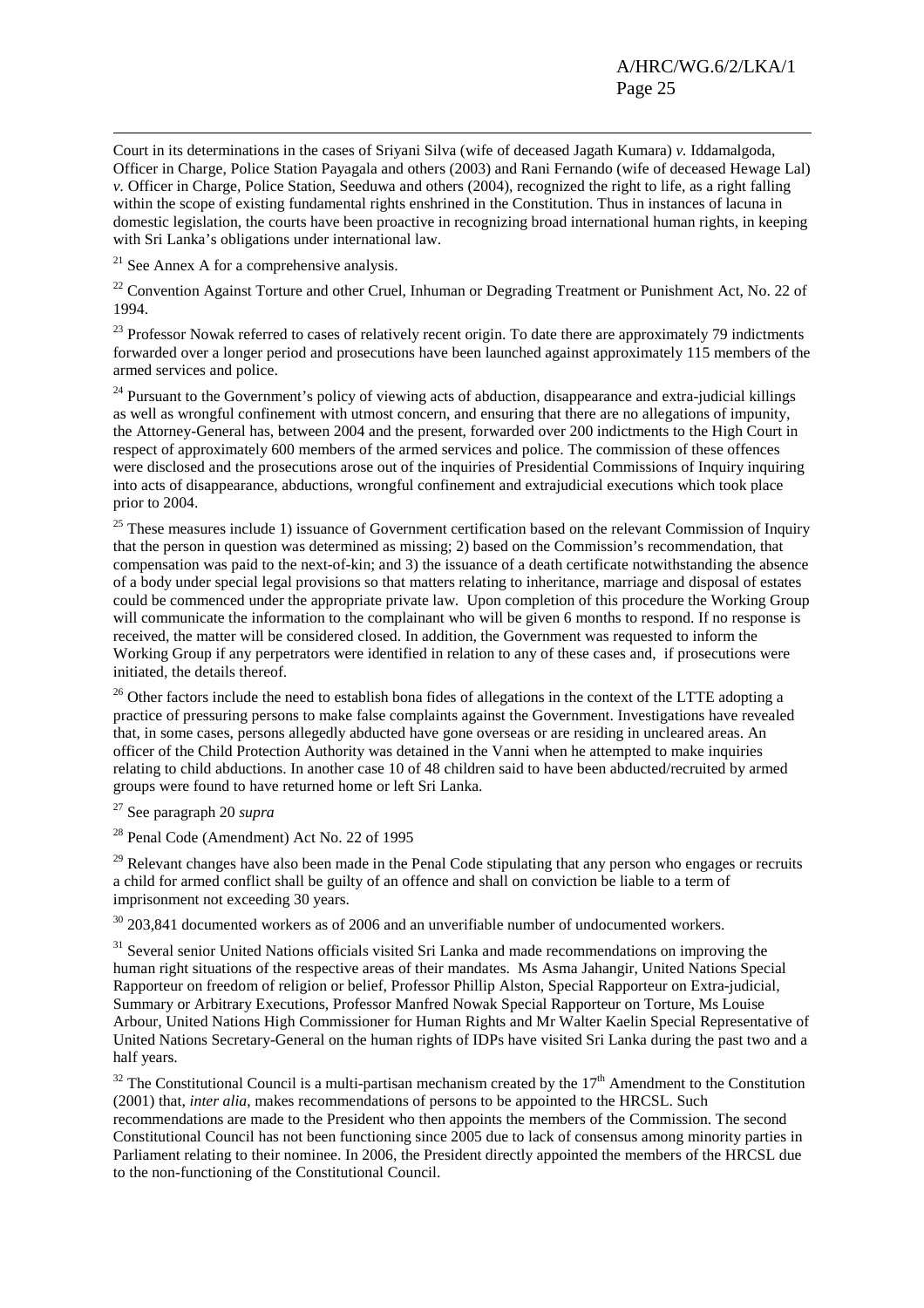Court in its determinations in the cases of Sriyani Silva (wife of deceased Jagath Kumara) *v.* Iddamalgoda, Officer in Charge, Police Station Payagala and others (2003) and Rani Fernando (wife of deceased Hewage Lal) *v.* Officer in Charge, Police Station, Seeduwa and others (2004), recognized the right to life, as a right falling within the scope of existing fundamental rights enshrined in the Constitution. Thus in instances of lacuna in domestic legislation, the courts have been proactive in recognizing broad international human rights, in keeping with Sri Lanka's obligations under international law.

[21] See Annex A for a comprehensive analysis.

[22] Convention Against Torture and other Cruel, Inhuman or Degrading Treatment or Punishment Act, No. 22 of 1994.

[23] Professor Nowak referred to cases of relatively recent origin. To date there are approximately 79 indictments forwarded over a longer period and prosecutions have been launched against approximately 115 members of the armed services and police.

[24] Pursuant to the Government's policy of viewing acts of abduction, disappearance and extra-judicial killings as well as wrongful confinement with utmost concern, and ensuring that there are no allegations of impunity, the Attorney-General has, between 2004 and the present, forwarded over 200 indictments to the High Court in respect of approximately 600 members of the armed services and police. The commission of these offences were disclosed and the prosecutions arose out of the inquiries of Presidential Commissions of Inquiry inquiring into acts of disappearance, abductions, wrongful confinement and extrajudicial executions which took place prior to 2004.

[25] These measures include 1) issuance of Government certification based on the relevant Commission of Inquiry that the person in question was determined as missing; 2) based on the Commission's recommendation, that compensation was paid to the next-of-kin; and 3) the issuance of a death certificate notwithstanding the absence of a body under special legal provisions so that matters relating to inheritance, marriage and disposal of estates could be commenced under the appropriate private law. Upon completion of this procedure the Working Group will communicate the information to the complainant who will be given 6 months to respond. If no response is received, the matter will be considered closed. In addition, the Government was requested to inform the Working Group if any perpetrators were identified in relation to any of these cases and, if prosecutions were initiated, the details thereof.

[26] Other factors include the need to establish bona fides of allegations in the context of the LTTE adopting a practice of pressuring persons to make false complaints against the Government. Investigations have revealed that, in some cases, persons allegedly abducted have gone overseas or are residing in uncleared areas. An officer of the Child Protection Authority was detained in the Vanni when he attempted to make inquiries relating to child abductions. In another case 10 of 48 children said to have been abducted/recruited by armed groups were found to have returned home or left Sri Lanka.

[27] See paragraph 20 *supra*

[28] Penal Code (Amendment) Act No. 22 of 1995

[29] Relevant changes have also been made in the Penal Code stipulating that any person who engages or recruits a child for armed conflict shall be guilty of an offence and shall on conviction be liable to a term of imprisonment not exceeding 30 years.

[30] 203,841 documented workers as of 2006 and an unverifiable number of undocumented workers.

[31] Several senior United Nations officials visited Sri Lanka and made recommendations on improving the human right situations of the respective areas of their mandates. Ms Asma Jahangir, United Nations Special Rapporteur on freedom of religion or belief, Professor Phillip Alston, Special Rapporteur on Extra-judicial, Summary or Arbitrary Executions, Professor Manfred Nowak Special Rapporteur on Torture, Ms Louise Arbour, United Nations High Commissioner for Human Rights and Mr Walter Kaelin Special Representative of United Nations Secretary-General on the human rights of IDPs have visited Sri Lanka during the past two and a half years.

[32] The Constitutional Council is a multi-partisan mechanism created by the 17th Amendment to the Constitution (2001) that, *inter alia*, makes recommendations of persons to be appointed to the HRCSL. Such recommendations are made to the President who then appoints the members of the Commission. The second Constitutional Council has not been functioning since 2005 due to lack of consensus among minority parties in Parliament relating to their nominee. In 2006, the President directly appointed the members of the HRCSL due to the non-functioning of the Constitutional Council.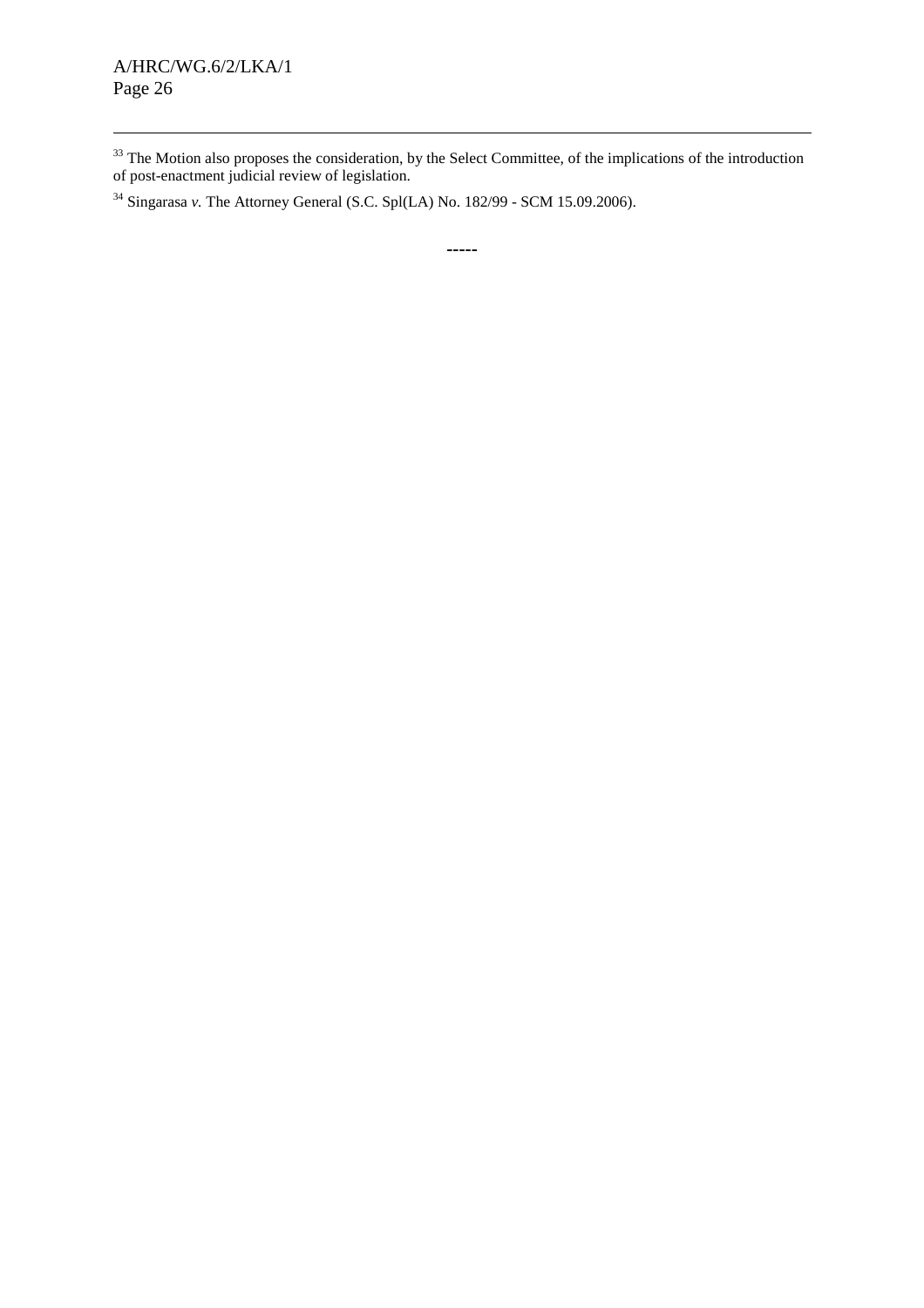[33] The Motion also proposes the consideration, by the Select Committee, of the implications of the introduction of post-enactment judicial review of legislation.

[34] Singarasa *v.* The Attorney General (S.C. Spl(LA) No. 182/99 - SCM 15.09.2006).

-----